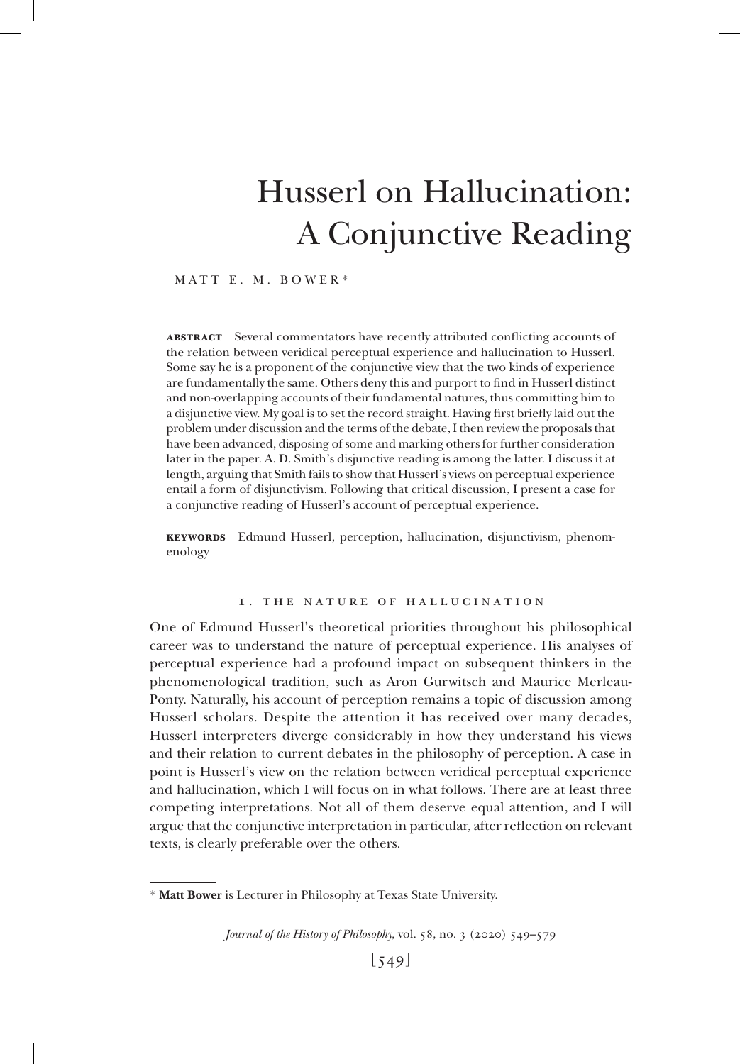# Husserl on Hallucination: A Conjunctive Reading

MATT E. M. BOWER*

**ABSTRACT** Several commentators have recently attributed conflicting accounts of the relation between veridical perceptual experience and hallucination to Husserl. Some say he is a proponent of the conjunctive view that the two kinds of experience are fundamentally the same. Others deny this and purport to find in Husserl distinct and non-overlapping accounts of their fundamental natures, thus committing him to a disjunctive view. My goal is to set the record straight. Having first briefly laid out the problem under discussion and the terms of the debate, I then review the proposals that have been advanced, disposing of some and marking others for further consideration later in the paper. A. D. Smith's disjunctive reading is among the latter. I discuss it at length, arguing that Smith fails to show that Husserl's views on perceptual experience entail a form of disjunctivism. Following that critical discussion, I present a case for a conjunctive reading of Husserl's account of perceptual experience.

**KEYWORDS** Edmund Husserl, perception, hallucination, disjunctivism, phenomenology

## 1. THE NATURE OF HALLUCINATION

One of Edmund Husserl's theoretical priorities throughout his philosophical career was to understand the nature of perceptual experience. His analyses of perceptual experience had a profound impact on subsequent thinkers in the phenomenological tradition, such as Aron Gurwitsch and Maurice Merleau-Ponty. Naturally, his account of perception remains a topic of discussion among Husserl scholars. Despite the attention it has received over many decades, Husserl interpreters diverge considerably in how they understand his views and their relation to current debates in the philosophy of perception. A case in point is Husserl's view on the relation between veridical perceptual experience and hallucination, which I will focus on in what follows. There are at least three competing interpretations. Not all of them deserve equal attention, and I will argue that the conjunctive interpretation in particular, after reflection on relevant texts, is clearly preferable over the others.

---

\* **Matt Bower** is Lecturer in Philosophy at Texas State University.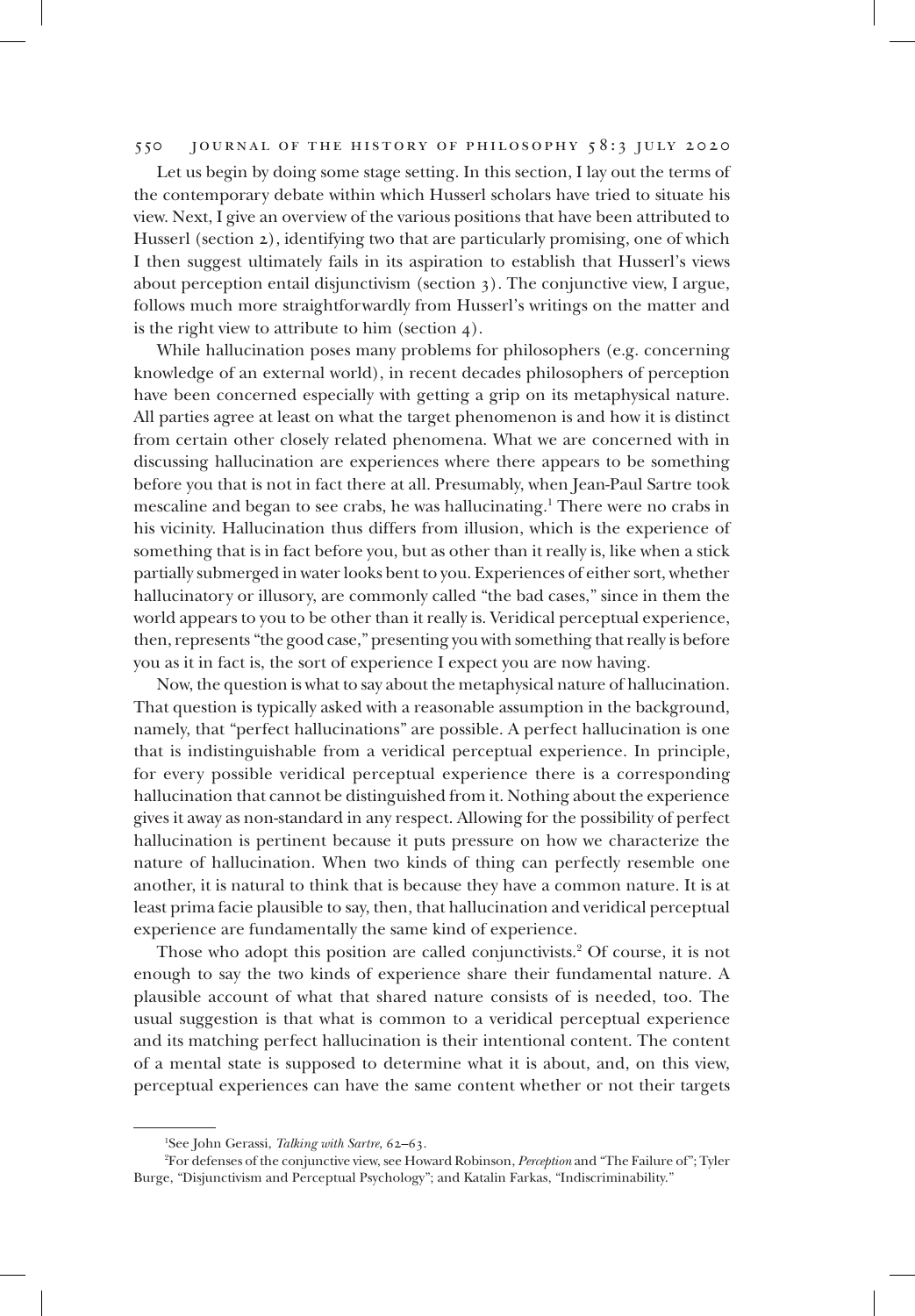Let us begin by doing some stage setting. In this section, I lay out the terms of the contemporary debate within which Husserl scholars have tried to situate his view. Next, I give an overview of the various positions that have been attributed to Husserl (section 2), identifying two that are particularly promising, one of which I then suggest ultimately fails in its aspiration to establish that Husserl's views about perception entail disjunctivism (section 3). The conjunctive view, I argue, follows much more straightforwardly from Husserl's writings on the matter and is the right view to attribute to him (section 4).

While hallucination poses many problems for philosophers (e.g. concerning knowledge of an external world), in recent decades philosophers of perception have been concerned especially with getting a grip on its metaphysical nature. All parties agree at least on what the target phenomenon is and how it is distinct from certain other closely related phenomena. What we are concerned with in discussing hallucination are experiences where there appears to be something before you that is not in fact there at all. Presumably, when Jean-Paul Sartre took mescaline and began to see crabs, he was hallucinating.[1] There were no crabs in his vicinity. Hallucination thus differs from illusion, which is the experience of something that is in fact before you, but as other than it really is, like when a stick partially submerged in water looks bent to you. Experiences of either sort, whether hallucinatory or illusory, are commonly called "the bad cases," since in them the world appears to you to be other than it really is. Veridical perceptual experience, then, represents "the good case," presenting you with something that really is before you as it in fact is, the sort of experience I expect you are now having.

Now, the question is what to say about the metaphysical nature of hallucination. That question is typically asked with a reasonable assumption in the background, namely, that "perfect hallucinations" are possible. A perfect hallucination is one that is indistinguishable from a veridical perceptual experience. In principle, for every possible veridical perceptual experience there is a corresponding hallucination that cannot be distinguished from it. Nothing about the experience gives it away as non-standard in any respect. Allowing for the possibility of perfect hallucination is pertinent because it puts pressure on how we characterize the nature of hallucination. When two kinds of thing can perfectly resemble one another, it is natural to think that is because they have a common nature. It is at least prima facie plausible to say, then, that hallucination and veridical perceptual experience are fundamentally the same kind of experience.

Those who adopt this position are called conjunctivists.[2] Of course, it is not enough to say the two kinds of experience share their fundamental nature. A plausible account of what that shared nature consists of is needed, too. The usual suggestion is that what is common to a veridical perceptual experience and its matching perfect hallucination is their intentional content. The content of a mental state is supposed to determine what it is about, and, on this view, perceptual experiences can have the same content whether or not their targets

---

[1] See John Gerassi, *Talking with Sartre*, 62–63.

[2] For defenses of the conjunctive view, see Howard Robinson, *Perception* and "The Failure of"; Tyler Burge, "Disjunctivism and Perceptual Psychology"; and Katalin Farkas, "Indiscriminability."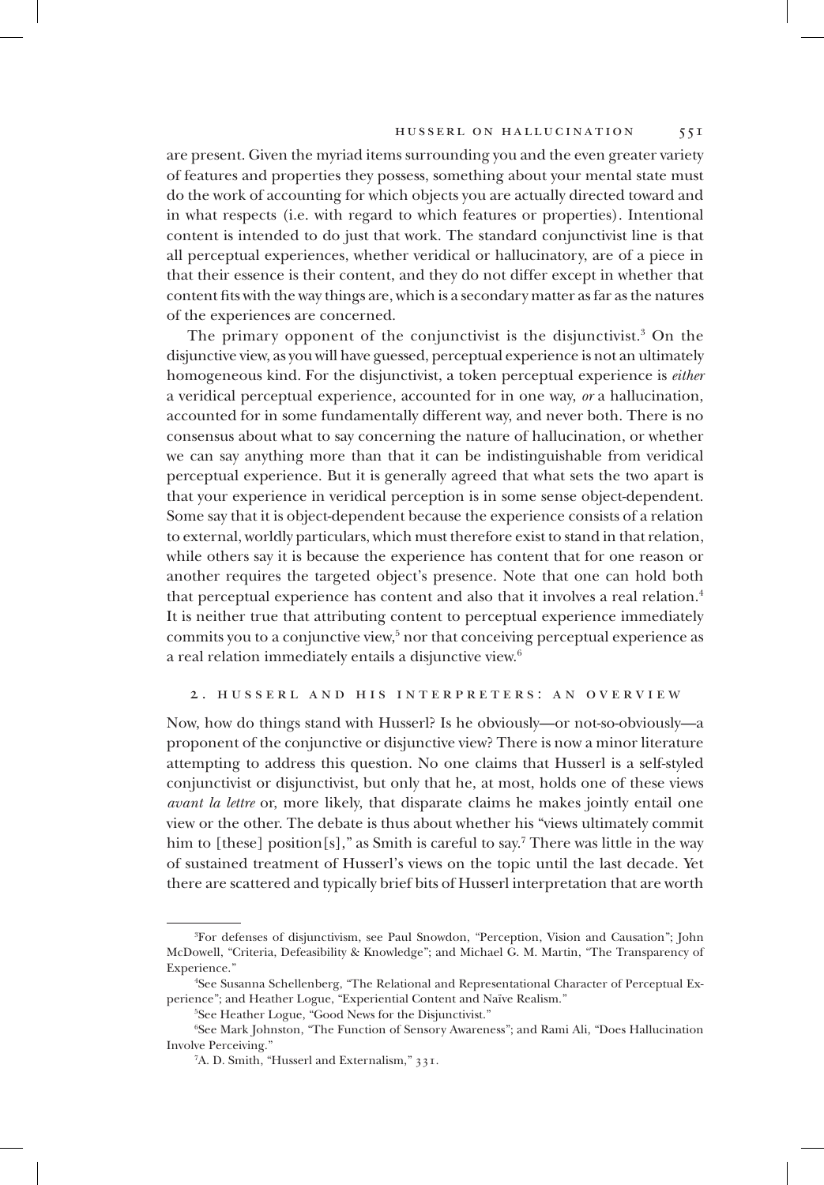are present. Given the myriad items surrounding you and the even greater variety of features and properties they possess, something about your mental state must do the work of accounting for which objects you are actually directed toward and in what respects (i.e. with regard to which features or properties). Intentional content is intended to do just that work. The standard conjunctivist line is that all perceptual experiences, whether veridical or hallucinatory, are of a piece in that their essence is their content, and they do not differ except in whether that content fits with the way things are, which is a secondary matter as far as the natures of the experiences are concerned.

The primary opponent of the conjunctivist is the disjunctivist.[3] On the disjunctive view, as you will have guessed, perceptual experience is not an ultimately homogeneous kind. For the disjunctivist, a token perceptual experience is *either* a veridical perceptual experience, accounted for in one way, *or* a hallucination, accounted for in some fundamentally different way, and never both. There is no consensus about what to say concerning the nature of hallucination, or whether we can say anything more than that it can be indistinguishable from veridical perceptual experience. But it is generally agreed that what sets the two apart is that your experience in veridical perception is in some sense object-dependent. Some say that it is object-dependent because the experience consists of a relation to external, worldly particulars, which must therefore exist to stand in that relation, while others say it is because the experience has content that for one reason or another requires the targeted object's presence. Note that one can hold both that perceptual experience has content and also that it involves a real relation.[4] It is neither true that attributing content to perceptual experience immediately commits you to a conjunctive view,[5] nor that conceiving perceptual experience as a real relation immediately entails a disjunctive view.[6]

## 2. Husserl and His Interpreters: An Overview

Now, how do things stand with Husserl? Is he obviously—or not-so-obviously—a proponent of the conjunctive or disjunctive view? There is now a minor literature attempting to address this question. No one claims that Husserl is a self-styled conjunctivist or disjunctivist, but only that he, at most, holds one of these views *avant la lettre* or, more likely, that disparate claims he makes jointly entail one view or the other. The debate is thus about whether his "views ultimately commit him to [these] position[s]," as Smith is careful to say.[7] There was little in the way of sustained treatment of Husserl's views on the topic until the last decade. Yet there are scattered and typically brief bits of Husserl interpretation that are worth

---

[3] For defenses of disjunctivism, see Paul Snowdon, "Perception, Vision and Causation"; John McDowell, "Criteria, Defeasibility & Knowledge"; and Michael G. M. Martin, "The Transparency of Experience."

[4] See Susanna Schellenberg, "The Relational and Representational Character of Perceptual Experience"; and Heather Logue, "Experiential Content and Naïve Realism."

[5] See Heather Logue, "Good News for the Disjunctivist."

[6] See Mark Johnston, "The Function of Sensory Awareness"; and Rami Ali, "Does Hallucination Involve Perceiving."

[7] A. D. Smith, "Husserl and Externalism," 331.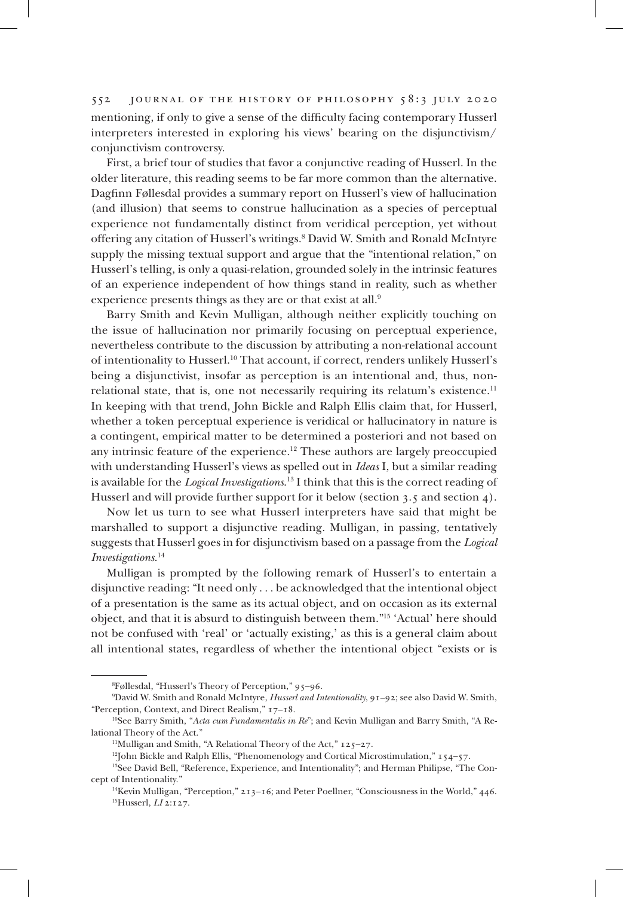mentioning, if only to give a sense of the difficulty facing contemporary Husserl interpreters interested in exploring his views' bearing on the disjunctivism/conjunctivism controversy.

First, a brief tour of studies that favor a conjunctive reading of Husserl. In the older literature, this reading seems to be far more common than the alternative. Dagfinn Føllesdal provides a summary report on Husserl's view of hallucination (and illusion) that seems to construe hallucination as a species of perceptual experience not fundamentally distinct from veridical perception, yet without offering any citation of Husserl's writings.[8] David W. Smith and Ronald McIntyre supply the missing textual support and argue that the "intentional relation," on Husserl's telling, is only a quasi-relation, grounded solely in the intrinsic features of an experience independent of how things stand in reality, such as whether experience presents things as they are or that exist at all.[9]

Barry Smith and Kevin Mulligan, although neither explicitly touching on the issue of hallucination nor primarily focusing on perceptual experience, nevertheless contribute to the discussion by attributing a non-relational account of intentionality to Husserl.[10] That account, if correct, renders unlikely Husserl's being a disjunctivist, insofar as perception is an intentional and, thus, non-relational state, that is, one not necessarily requiring its relatum's existence.[11] In keeping with that trend, John Bickle and Ralph Ellis claim that, for Husserl, whether a token perceptual experience is veridical or hallucinatory in nature is a contingent, empirical matter to be determined a posteriori and not based on any intrinsic feature of the experience.[12] These authors are largely preoccupied with understanding Husserl's views as spelled out in *Ideas* I, but a similar reading is available for the *Logical Investigations*.[13] I think that this is the correct reading of Husserl and will provide further support for it below (section 3.5 and section 4).

Now let us turn to see what Husserl interpreters have said that might be marshalled to support a disjunctive reading. Mulligan, in passing, tentatively suggests that Husserl goes in for disjunctivism based on a passage from the *Logical Investigations*.[14]

Mulligan is prompted by the following remark of Husserl's to entertain a disjunctive reading: "It need only . . . be acknowledged that the intentional object of a presentation is the same as its actual object, and on occasion as its external object, and that it is absurd to distinguish between them."[15] 'Actual' here should not be confused with 'real' or 'actually existing,' as this is a general claim about all intentional states, regardless of whether the intentional object "exists or is

---

[8] Føllesdal, "Husserl's Theory of Perception," 95–96.

[9] David W. Smith and Ronald McIntyre, *Husserl and Intentionality*, 91–92; see also David W. Smith, "Perception, Context, and Direct Realism," 17–18.

[10] See Barry Smith, "*Acta cum Fundamentalis in Re*"; and Kevin Mulligan and Barry Smith, "A Relational Theory of the Act."

[11] Mulligan and Smith, "A Relational Theory of the Act," 125–27.

[12] John Bickle and Ralph Ellis, "Phenomenology and Cortical Microstimulation," 154–57.

[13] See David Bell, "Reference, Experience, and Intentionality"; and Herman Philipse, "The Concept of Intentionality."

[14] Kevin Mulligan, "Perception," 213–16; and Peter Poellner, "Consciousness in the World," 446.

[15] Husserl, *LI* 2:127.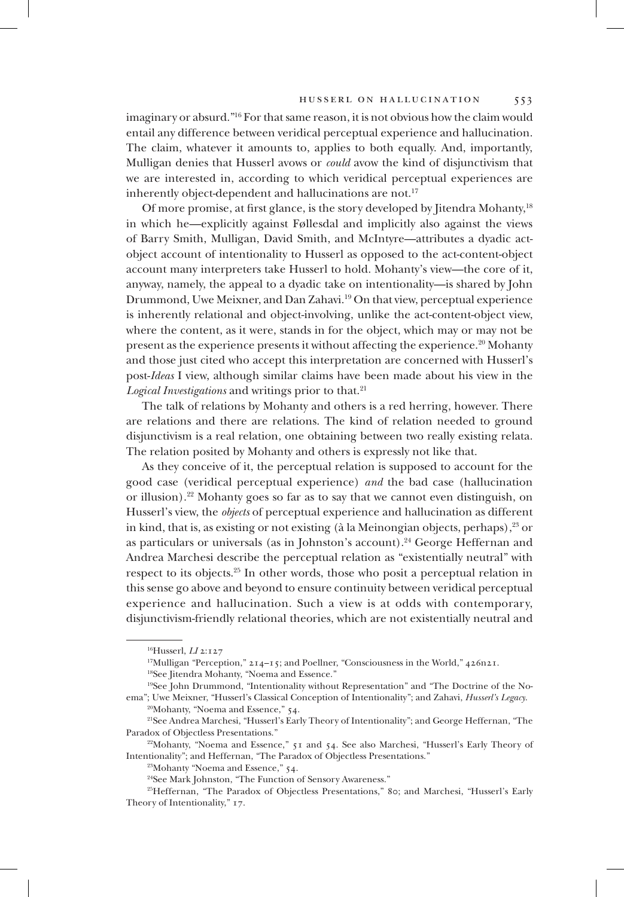imaginary or absurd."[16] For that same reason, it is not obvious how the claim would entail any difference between veridical perceptual experience and hallucination. The claim, whatever it amounts to, applies to both equally. And, importantly, Mulligan denies that Husserl avows or *could* avow the kind of disjunctivism that we are interested in, according to which veridical perceptual experiences are inherently object-dependent and hallucinations are not.[17]

Of more promise, at first glance, is the story developed by Jitendra Mohanty,[18] in which he—explicitly against Føllesdal and implicitly also against the views of Barry Smith, Mulligan, David Smith, and McIntyre—attributes a dyadic act-object account of intentionality to Husserl as opposed to the act-content-object account many interpreters take Husserl to hold. Mohanty's view—the core of it, anyway, namely, the appeal to a dyadic take on intentionality—is shared by John Drummond, Uwe Meixner, and Dan Zahavi.[19] On that view, perceptual experience is inherently relational and object-involving, unlike the act-content-object view, where the content, as it were, stands in for the object, which may or may not be present as the experience presents it without affecting the experience.[20] Mohanty and those just cited who accept this interpretation are concerned with Husserl's post-*Ideas* I view, although similar claims have been made about his view in the *Logical Investigations* and writings prior to that.[21]

The talk of relations by Mohanty and others is a red herring, however. There are relations and there are relations. The kind of relation needed to ground disjunctivism is a real relation, one obtaining between two really existing relata. The relation posited by Mohanty and others is expressly not like that.

As they conceive of it, the perceptual relation is supposed to account for the good case (veridical perceptual experience) *and* the bad case (hallucination or illusion).[22] Mohanty goes so far as to say that we cannot even distinguish, on Husserl's view, the *objects* of perceptual experience and hallucination as different in kind, that is, as existing or not existing (à la Meinongian objects, perhaps),[23] or as particulars or universals (as in Johnston's account).[24] George Heffernan and Andrea Marchesi describe the perceptual relation as "existentially neutral" with respect to its objects.[25] In other words, those who posit a perceptual relation in this sense go above and beyond to ensure continuity between veridical perceptual experience and hallucination. Such a view is at odds with contemporary, disjunctivism-friendly relational theories, which are not existentially neutral and

---

[16] Husserl, *LI* 2:127

[17] Mulligan "Perception," 214–15; and Poellner, "Consciousness in the World," 426n21.

[18] See Jitendra Mohanty, "Noema and Essence."

[19] See John Drummond, "Intentionality without Representation" and "The Doctrine of the Noema"; Uwe Meixner, "Husserl's Classical Conception of Intentionality"; and Zahavi, *Husserl's Legacy*.

[20] Mohanty, "Noema and Essence," 54.

[21] See Andrea Marchesi, "Husserl's Early Theory of Intentionality"; and George Heffernan, "The Paradox of Objectless Presentations."

[22] Mohanty, "Noema and Essence," 51 and 54. See also Marchesi, "Husserl's Early Theory of Intentionality"; and Heffernan, "The Paradox of Objectless Presentations."

[23] Mohanty "Noema and Essence," 54.

[24] See Mark Johnston, "The Function of Sensory Awareness."

[25] Heffernan, "The Paradox of Objectless Presentations," 80; and Marchesi, "Husserl's Early Theory of Intentionality," 17.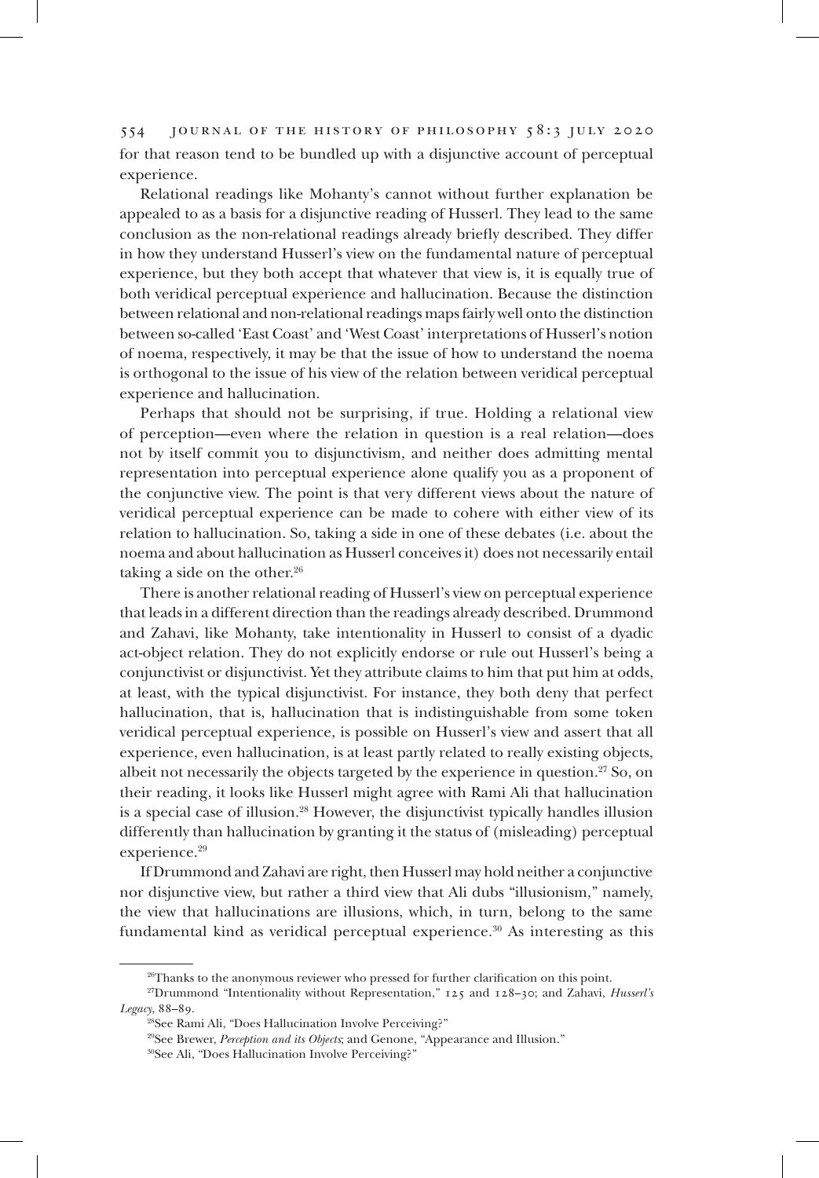for that reason tend to be bundled up with a disjunctive account of perceptual experience.

Relational readings like Mohanty's cannot without further explanation be appealed to as a basis for a disjunctive reading of Husserl. They lead to the same conclusion as the non-relational readings already briefly described. They differ in how they understand Husserl's view on the fundamental nature of perceptual experience, but they both accept that whatever that view is, it is equally true of both veridical perceptual experience and hallucination. Because the distinction between relational and non-relational readings maps fairly well onto the distinction between so-called 'East Coast' and 'West Coast' interpretations of Husserl's notion of noema, respectively, it may be that the issue of how to understand the noema is orthogonal to the issue of his view of the relation between veridical perceptual experience and hallucination.

Perhaps that should not be surprising, if true. Holding a relational view of perception—even where the relation in question is a real relation—does not by itself commit you to disjunctivism, and neither does admitting mental representation into perceptual experience alone qualify you as a proponent of the conjunctive view. The point is that very different views about the nature of veridical perceptual experience can be made to cohere with either view of its relation to hallucination. So, taking a side in one of these debates (i.e. about the noema and about hallucination as Husserl conceives it) does not necessarily entail taking a side on the other.[26]

There is another relational reading of Husserl's view on perceptual experience that leads in a different direction than the readings already described. Drummond and Zahavi, like Mohanty, take intentionality in Husserl to consist of a dyadic act-object relation. They do not explicitly endorse or rule out Husserl's being a conjunctivist or disjunctivist. Yet they attribute claims to him that put him at odds, at least, with the typical disjunctivist. For instance, they both deny that perfect hallucination, that is, hallucination that is indistinguishable from some token veridical perceptual experience, is possible on Husserl's view and assert that all experience, even hallucination, is at least partly related to really existing objects, albeit not necessarily the objects targeted by the experience in question.[27] So, on their reading, it looks like Husserl might agree with Rami Ali that hallucination is a special case of illusion.[28] However, the disjunctivist typically handles illusion differently than hallucination by granting it the status of (misleading) perceptual experience.[29]

If Drummond and Zahavi are right, then Husserl may hold neither a conjunctive nor disjunctive view, but rather a third view that Ali dubs "illusionism," namely, the view that hallucinations are illusions, which, in turn, belong to the same fundamental kind as veridical perceptual experience.[30] As interesting as this

---

[26]Thanks to the anonymous reviewer who pressed for further clarification on this point.

[27]Drummond "Intentionality without Representation," 125 and 128–30; and Zahavi, *Husserl's Legacy*, 88–89.

[28]See Rami Ali, "Does Hallucination Involve Perceiving?"

[29]See Brewer, *Perception and its Objects*; and Genone, "Appearance and Illusion."

[30]See Ali, "Does Hallucination Involve Perceiving?"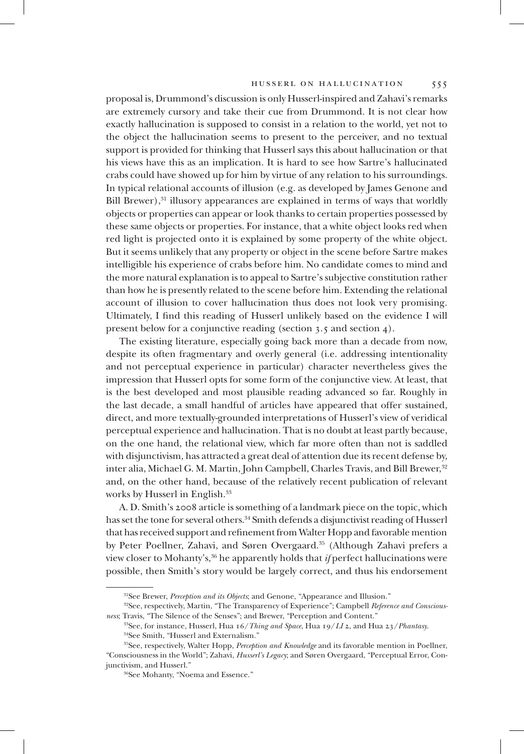proposal is, Drummond's discussion is only Husserl-inspired and Zahavi's remarks are extremely cursory and take their cue from Drummond. It is not clear how exactly hallucination is supposed to consist in a relation to the world, yet not to the object the hallucination seems to present to the perceiver, and no textual support is provided for thinking that Husserl says this about hallucination or that his views have this as an implication. It is hard to see how Sartre's hallucinated crabs could have showed up for him by virtue of any relation to his surroundings. In typical relational accounts of illusion (e.g. as developed by James Genone and Bill Brewer),[31] illusory appearances are explained in terms of ways that worldly objects or properties can appear or look thanks to certain properties possessed by these same objects or properties. For instance, that a white object looks red when red light is projected onto it is explained by some property of the white object. But it seems unlikely that any property or object in the scene before Sartre makes intelligible his experience of crabs before him. No candidate comes to mind and the more natural explanation is to appeal to Sartre's subjective constitution rather than how he is presently related to the scene before him. Extending the relational account of illusion to cover hallucination thus does not look very promising. Ultimately, I find this reading of Husserl unlikely based on the evidence I will present below for a conjunctive reading (section 3.5 and section 4).

The existing literature, especially going back more than a decade from now, despite its often fragmentary and overly general (i.e. addressing intentionality and not perceptual experience in particular) character nevertheless gives the impression that Husserl opts for some form of the conjunctive view. At least, that is the best developed and most plausible reading advanced so far. Roughly in the last decade, a small handful of articles have appeared that offer sustained, direct, and more textually-grounded interpretations of Husserl's view of veridical perceptual experience and hallucination. That is no doubt at least partly because, on the one hand, the relational view, which far more often than not is saddled with disjunctivism, has attracted a great deal of attention due its recent defense by, inter alia, Michael G. M. Martin, John Campbell, Charles Travis, and Bill Brewer,[32] and, on the other hand, because of the relatively recent publication of relevant works by Husserl in English.[33]

A. D. Smith's 2008 article is something of a landmark piece on the topic, which has set the tone for several others.[34] Smith defends a disjunctivist reading of Husserl that has received support and refinement from Walter Hopp and favorable mention by Peter Poellner, Zahavi, and Søren Overgaard.[35] (Although Zahavi prefers a view closer to Mohanty's,[36] he apparently holds that *if* perfect hallucinations were possible, then Smith's story would be largely correct, and thus his endorsement

---

[31]See Brewer, *Perception and its Objects*; and Genone, "Appearance and Illusion."

[32]See, respectively, Martin, "The Transparency of Experience"; Campbell *Reference and Consciousness*; Travis, "The Silence of the Senses"; and Brewer, "Perception and Content."

[33]See, for instance, Husserl, Hua 16/*Thing and Space*, Hua 19/*LI* 2, and Hua 23/*Phantasy*.

[34]See Smith, "Husserl and Externalism."

[35]See, respectively, Walter Hopp, *Perception and Knowledge* and its favorable mention in Poellner, "Consciousness in the World"; Zahavi, *Husserl's Legacy*; and Søren Overgaard, "Perceptual Error, Conjunctivism, and Husserl."

[36]See Mohanty, "Noema and Essence."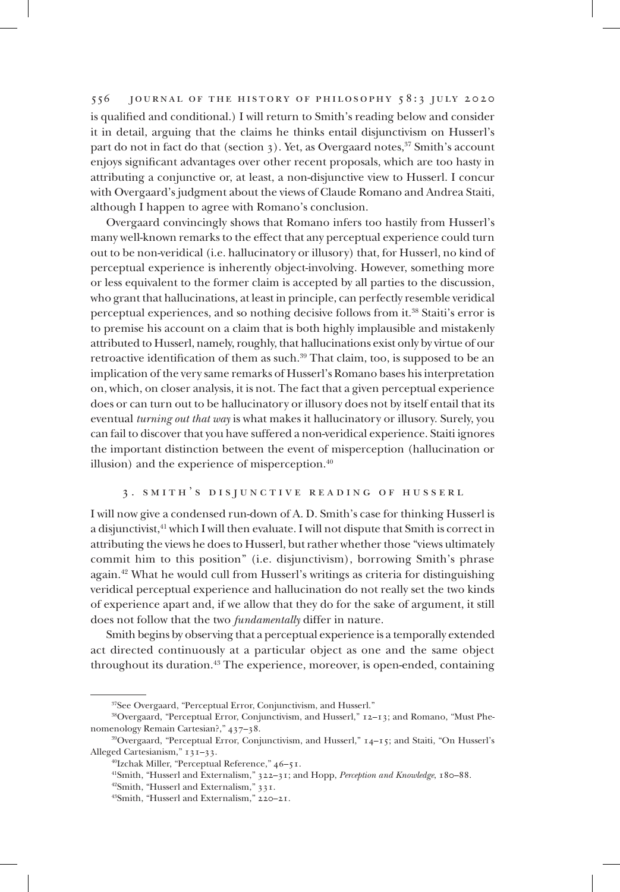is qualified and conditional.) I will return to Smith's reading below and consider it in detail, arguing that the claims he thinks entail disjunctivism on Husserl's part do not in fact do that (section 3). Yet, as Overgaard notes,[37] Smith's account enjoys significant advantages over other recent proposals, which are too hasty in attributing a conjunctive or, at least, a non-disjunctive view to Husserl. I concur with Overgaard's judgment about the views of Claude Romano and Andrea Staiti, although I happen to agree with Romano's conclusion.

Overgaard convincingly shows that Romano infers too hastily from Husserl's many well-known remarks to the effect that any perceptual experience could turn out to be non-veridical (i.e. hallucinatory or illusory) that, for Husserl, no kind of perceptual experience is inherently object-involving. However, something more or less equivalent to the former claim is accepted by all parties to the discussion, who grant that hallucinations, at least in principle, can perfectly resemble veridical perceptual experiences, and so nothing decisive follows from it.[38] Staiti's error is to premise his account on a claim that is both highly implausible and mistakenly attributed to Husserl, namely, roughly, that hallucinations exist only by virtue of our retroactive identification of them as such.[39] That claim, too, is supposed to be an implication of the very same remarks of Husserl's Romano bases his interpretation on, which, on closer analysis, it is not. The fact that a given perceptual experience does or can turn out to be hallucinatory or illusory does not by itself entail that its eventual *turning out that way* is what makes it hallucinatory or illusory. Surely, you can fail to discover that you have suffered a non-veridical experience. Staiti ignores the important distinction between the event of misperception (hallucination or illusion) and the experience of misperception.[40]

## 3. Smith's Disjunctive Reading of Husserl

I will now give a condensed run-down of A. D. Smith's case for thinking Husserl is a disjunctivist,[41] which I will then evaluate. I will not dispute that Smith is correct in attributing the views he does to Husserl, but rather whether those "views ultimately commit him to this position" (i.e. disjunctivism), borrowing Smith's phrase again.[42] What he would cull from Husserl's writings as criteria for distinguishing veridical perceptual experience and hallucination do not really set the two kinds of experience apart and, if we allow that they do for the sake of argument, it still does not follow that the two *fundamentally* differ in nature.

Smith begins by observing that a perceptual experience is a temporally extended act directed continuously at a particular object as one and the same object throughout its duration.[43] The experience, moreover, is open-ended, containing

---

[37] See Overgaard, "Perceptual Error, Conjunctivism, and Husserl."

[38] Overgaard, "Perceptual Error, Conjunctivism, and Husserl," 12–13; and Romano, "Must Phenomenology Remain Cartesian?," 437–38.

[39] Overgaard, "Perceptual Error, Conjunctivism, and Husserl," 14–15; and Staiti, "On Husserl's Alleged Cartesianism," 131–33.

[40] Izchak Miller, "Perceptual Reference," 46–51.

[41] Smith, "Husserl and Externalism," 322–31; and Hopp, *Perception and Knowledge*, 180–88.

[42] Smith, "Husserl and Externalism," 331.

[43] Smith, "Husserl and Externalism," 220–21.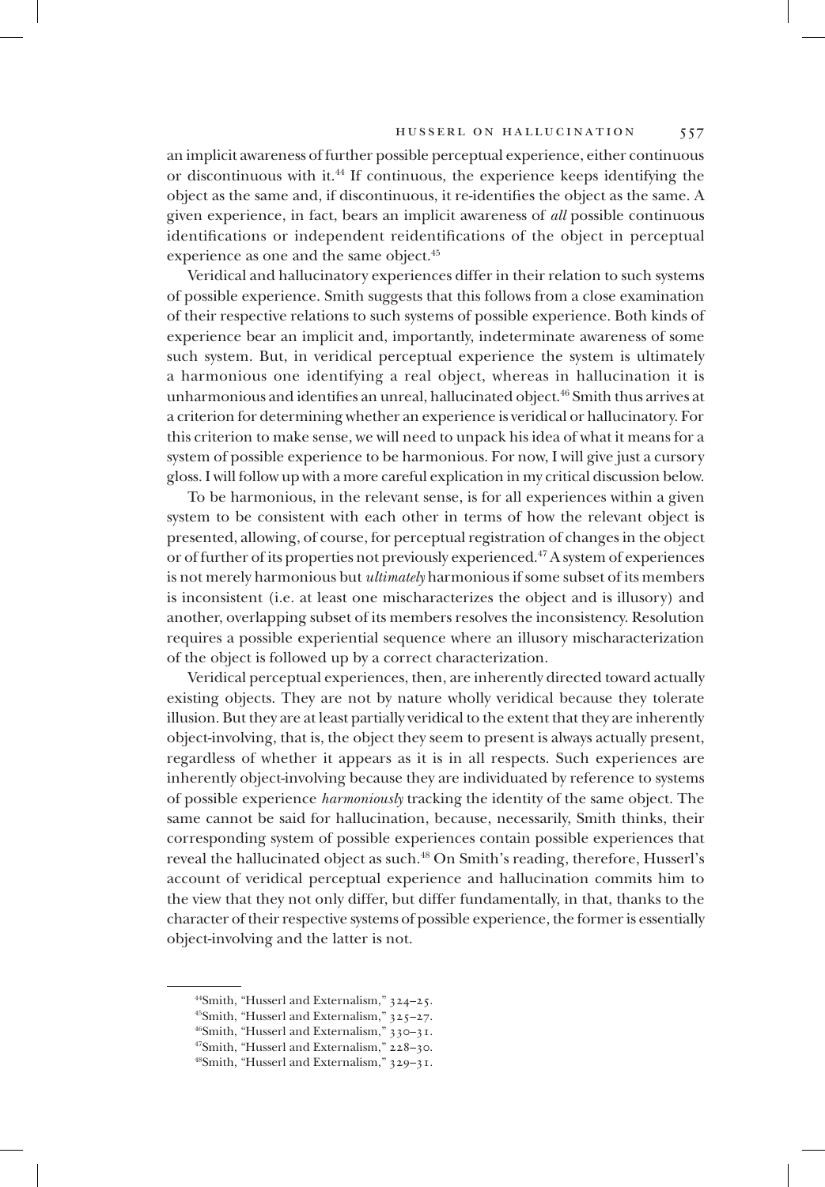an implicit awareness of further possible perceptual experience, either continuous or discontinuous with it.[44] If continuous, the experience keeps identifying the object as the same and, if discontinuous, it re-identifies the object as the same. A given experience, in fact, bears an implicit awareness of *all* possible continuous identifications or independent reidentifications of the object in perceptual experience as one and the same object.[45]

Veridical and hallucinatory experiences differ in their relation to such systems of possible experience. Smith suggests that this follows from a close examination of their respective relations to such systems of possible experience. Both kinds of experience bear an implicit and, importantly, indeterminate awareness of some such system. But, in veridical perceptual experience the system is ultimately a harmonious one identifying a real object, whereas in hallucination it is unharmonious and identifies an unreal, hallucinated object.[46] Smith thus arrives at a criterion for determining whether an experience is veridical or hallucinatory. For this criterion to make sense, we will need to unpack his idea of what it means for a system of possible experience to be harmonious. For now, I will give just a cursory gloss. I will follow up with a more careful explication in my critical discussion below.

To be harmonious, in the relevant sense, is for all experiences within a given system to be consistent with each other in terms of how the relevant object is presented, allowing, of course, for perceptual registration of changes in the object or of further of its properties not previously experienced.[47] A system of experiences is not merely harmonious but *ultimately* harmonious if some subset of its members is inconsistent (i.e. at least one mischaracterizes the object and is illusory) and another, overlapping subset of its members resolves the inconsistency. Resolution requires a possible experiential sequence where an illusory mischaracterization of the object is followed up by a correct characterization.

Veridical perceptual experiences, then, are inherently directed toward actually existing objects. They are not by nature wholly veridical because they tolerate illusion. But they are at least partially veridical to the extent that they are inherently object-involving, that is, the object they seem to present is always actually present, regardless of whether it appears as it is in all respects. Such experiences are inherently object-involving because they are individuated by reference to systems of possible experience *harmoniously* tracking the identity of the same object. The same cannot be said for hallucination, because, necessarily, Smith thinks, their corresponding system of possible experiences contain possible experiences that reveal the hallucinated object as such.[48] On Smith's reading, therefore, Husserl's account of veridical perceptual experience and hallucination commits him to the view that they not only differ, but differ fundamentally, in that, thanks to the character of their respective systems of possible experience, the former is essentially object-involving and the latter is not.

---

[44] Smith, "Husserl and Externalism," 324–25.

[45] Smith, "Husserl and Externalism," 325–27.

[46] Smith, "Husserl and Externalism," 330–31.

[47] Smith, "Husserl and Externalism," 228–30.

[48] Smith, "Husserl and Externalism," 329–31.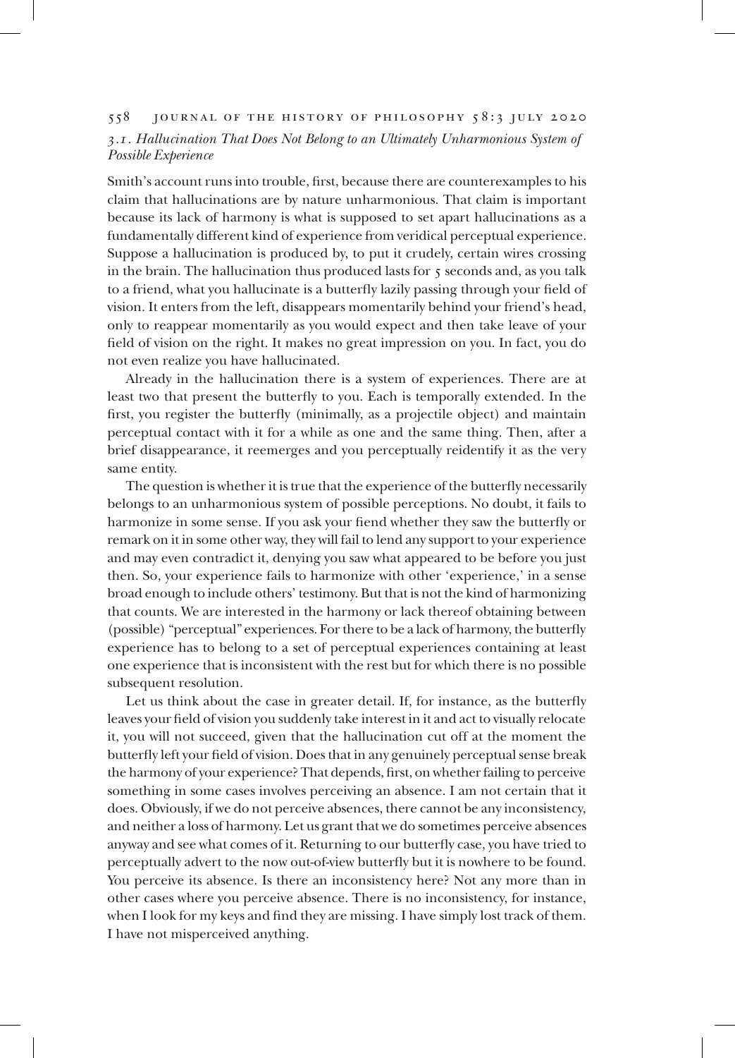### *3.1. Hallucination That Does Not Belong to an Ultimately Unharmonious System of Possible Experience*

Smith's account runs into trouble, first, because there are counterexamples to his claim that hallucinations are by nature unharmonious. That claim is important because its lack of harmony is what is supposed to set apart hallucinations as a fundamentally different kind of experience from veridical perceptual experience. Suppose a hallucination is produced by, to put it crudely, certain wires crossing in the brain. The hallucination thus produced lasts for 5 seconds and, as you talk to a friend, what you hallucinate is a butterfly lazily passing through your field of vision. It enters from the left, disappears momentarily behind your friend's head, only to reappear momentarily as you would expect and then take leave of your field of vision on the right. It makes no great impression on you. In fact, you do not even realize you have hallucinated.

Already in the hallucination there is a system of experiences. There are at least two that present the butterfly to you. Each is temporally extended. In the first, you register the butterfly (minimally, as a projectile object) and maintain perceptual contact with it for a while as one and the same thing. Then, after a brief disappearance, it reemerges and you perceptually reidentify it as the very same entity.

The question is whether it is true that the experience of the butterfly necessarily belongs to an unharmonious system of possible perceptions. No doubt, it fails to harmonize in some sense. If you ask your fiend whether they saw the butterfly or remark on it in some other way, they will fail to lend any support to your experience and may even contradict it, denying you saw what appeared to be before you just then. So, your experience fails to harmonize with other 'experience,' in a sense broad enough to include others' testimony. But that is not the kind of harmonizing that counts. We are interested in the harmony or lack thereof obtaining between (possible) "perceptual" experiences. For there to be a lack of harmony, the butterfly experience has to belong to a set of perceptual experiences containing at least one experience that is inconsistent with the rest but for which there is no possible subsequent resolution.

Let us think about the case in greater detail. If, for instance, as the butterfly leaves your field of vision you suddenly take interest in it and act to visually relocate it, you will not succeed, given that the hallucination cut off at the moment the butterfly left your field of vision. Does that in any genuinely perceptual sense break the harmony of your experience? That depends, first, on whether failing to perceive something in some cases involves perceiving an absence. I am not certain that it does. Obviously, if we do not perceive absences, there cannot be any inconsistency, and neither a loss of harmony. Let us grant that we do sometimes perceive absences anyway and see what comes of it. Returning to our butterfly case, you have tried to perceptually advert to the now out-of-view butterfly but it is nowhere to be found. You perceive its absence. Is there an inconsistency here? Not any more than in other cases where you perceive absence. There is no inconsistency, for instance, when I look for my keys and find they are missing. I have simply lost track of them. I have not misperceived anything.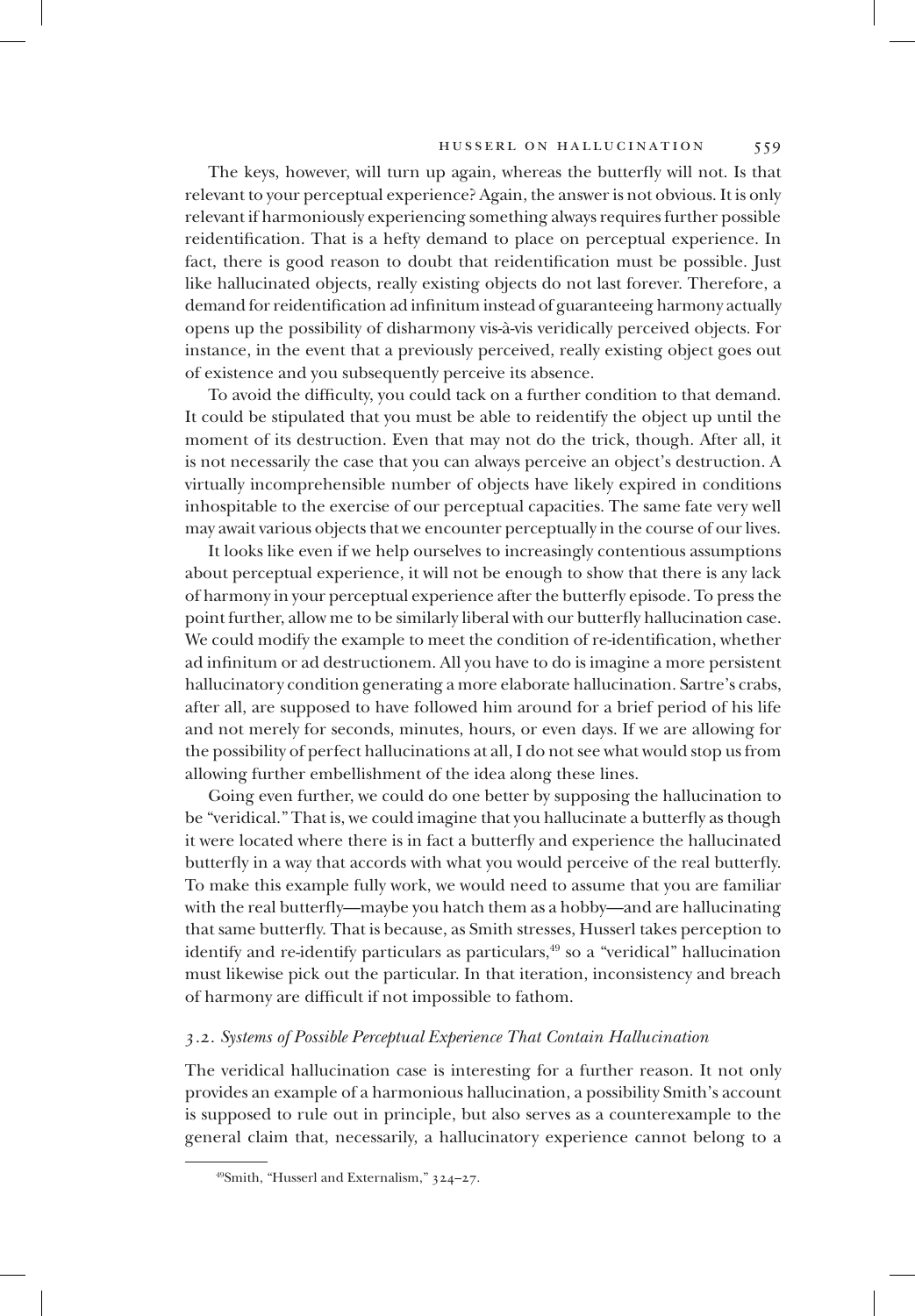The keys, however, will turn up again, whereas the butterfly will not. Is that relevant to your perceptual experience? Again, the answer is not obvious. It is only relevant if harmoniously experiencing something always requires further possible reidentification. That is a hefty demand to place on perceptual experience. In fact, there is good reason to doubt that reidentification must be possible. Just like hallucinated objects, really existing objects do not last forever. Therefore, a demand for reidentification ad infinitum instead of guaranteeing harmony actually opens up the possibility of disharmony vis-à-vis veridically perceived objects. For instance, in the event that a previously perceived, really existing object goes out of existence and you subsequently perceive its absence.

To avoid the difficulty, you could tack on a further condition to that demand. It could be stipulated that you must be able to reidentify the object up until the moment of its destruction. Even that may not do the trick, though. After all, it is not necessarily the case that you can always perceive an object's destruction. A virtually incomprehensible number of objects have likely expired in conditions inhospitable to the exercise of our perceptual capacities. The same fate very well may await various objects that we encounter perceptually in the course of our lives.

It looks like even if we help ourselves to increasingly contentious assumptions about perceptual experience, it will not be enough to show that there is any lack of harmony in your perceptual experience after the butterfly episode. To press the point further, allow me to be similarly liberal with our butterfly hallucination case. We could modify the example to meet the condition of re-identification, whether ad infinitum or ad destructionem. All you have to do is imagine a more persistent hallucinatory condition generating a more elaborate hallucination. Sartre's crabs, after all, are supposed to have followed him around for a brief period of his life and not merely for seconds, minutes, hours, or even days. If we are allowing for the possibility of perfect hallucinations at all, I do not see what would stop us from allowing further embellishment of the idea along these lines.

Going even further, we could do one better by supposing the hallucination to be "veridical." That is, we could imagine that you hallucinate a butterfly as though it were located where there is in fact a butterfly and experience the hallucinated butterfly in a way that accords with what you would perceive of the real butterfly. To make this example fully work, we would need to assume that you are familiar with the real butterfly—maybe you hatch them as a hobby—and are hallucinating that same butterfly. That is because, as Smith stresses, Husserl takes perception to identify and re-identify particulars as particulars,[49] so a "veridical" hallucination must likewise pick out the particular. In that iteration, inconsistency and breach of harmony are difficult if not impossible to fathom.

### *3.2. Systems of Possible Perceptual Experience That Contain Hallucination*

The veridical hallucination case is interesting for a further reason. It not only provides an example of a harmonious hallucination, a possibility Smith's account is supposed to rule out in principle, but also serves as a counterexample to the general claim that, necessarily, a hallucinatory experience cannot belong to a

---

[49] Smith, "Husserl and Externalism," 324–27.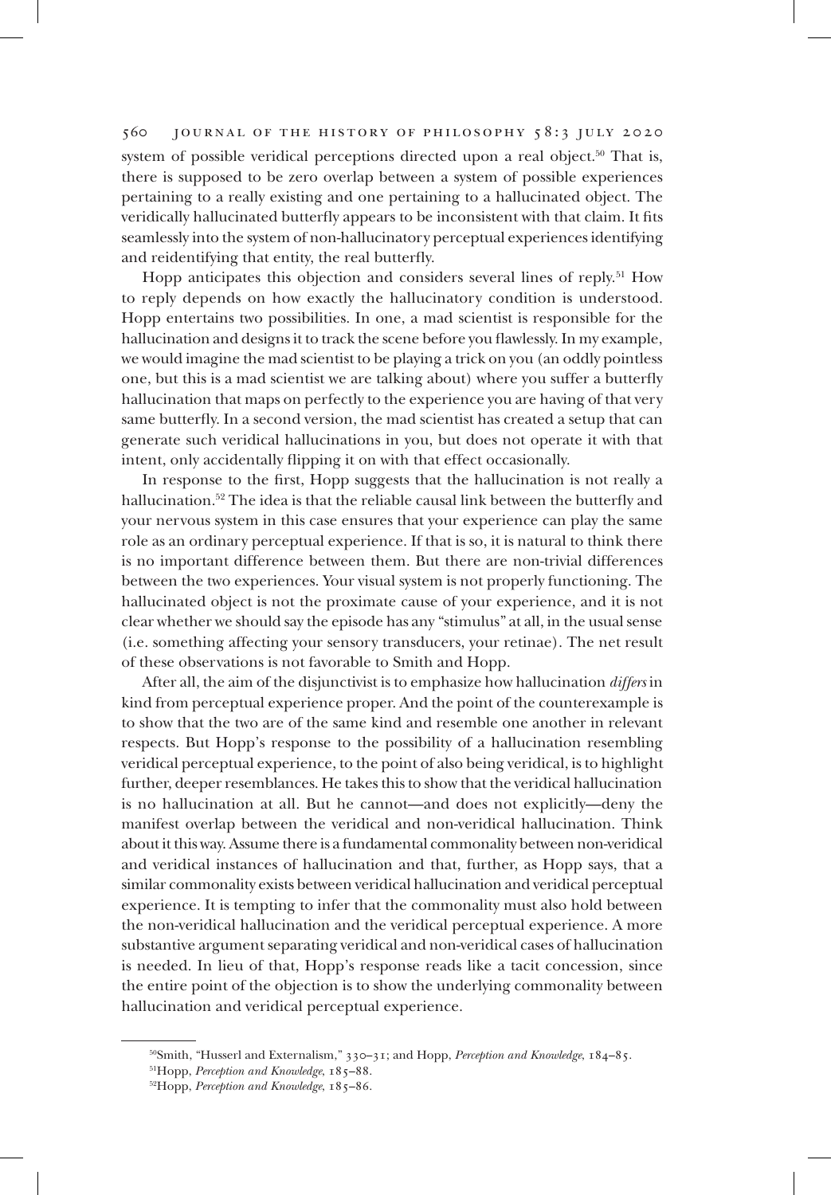system of possible veridical perceptions directed upon a real object.[50] That is, there is supposed to be zero overlap between a system of possible experiences pertaining to a really existing and one pertaining to a hallucinated object. The veridically hallucinated butterfly appears to be inconsistent with that claim. It fits seamlessly into the system of non-hallucinatory perceptual experiences identifying and reidentifying that entity, the real butterfly.

Hopp anticipates this objection and considers several lines of reply.[51] How to reply depends on how exactly the hallucinatory condition is understood. Hopp entertains two possibilities. In one, a mad scientist is responsible for the hallucination and designs it to track the scene before you flawlessly. In my example, we would imagine the mad scientist to be playing a trick on you (an oddly pointless one, but this is a mad scientist we are talking about) where you suffer a butterfly hallucination that maps on perfectly to the experience you are having of that very same butterfly. In a second version, the mad scientist has created a setup that can generate such veridical hallucinations in you, but does not operate it with that intent, only accidentally flipping it on with that effect occasionally.

In response to the first, Hopp suggests that the hallucination is not really a hallucination.[52] The idea is that the reliable causal link between the butterfly and your nervous system in this case ensures that your experience can play the same role as an ordinary perceptual experience. If that is so, it is natural to think there is no important difference between them. But there are non-trivial differences between the two experiences. Your visual system is not properly functioning. The hallucinated object is not the proximate cause of your experience, and it is not clear whether we should say the episode has any "stimulus" at all, in the usual sense (i.e. something affecting your sensory transducers, your retinae). The net result of these observations is not favorable to Smith and Hopp.

After all, the aim of the disjunctivist is to emphasize how hallucination *differs* in kind from perceptual experience proper. And the point of the counterexample is to show that the two are of the same kind and resemble one another in relevant respects. But Hopp's response to the possibility of a hallucination resembling veridical perceptual experience, to the point of also being veridical, is to highlight further, deeper resemblances. He takes this to show that the veridical hallucination is no hallucination at all. But he cannot—and does not explicitly—deny the manifest overlap between the veridical and non-veridical hallucination. Think about it this way. Assume there is a fundamental commonality between non-veridical and veridical instances of hallucination and that, further, as Hopp says, that a similar commonality exists between veridical hallucination and veridical perceptual experience. It is tempting to infer that the commonality must also hold between the non-veridical hallucination and the veridical perceptual experience. A more substantive argument separating veridical and non-veridical cases of hallucination is needed. In lieu of that, Hopp's response reads like a tacit concession, since the entire point of the objection is to show the underlying commonality between hallucination and veridical perceptual experience.

[50] Smith, "Husserl and Externalism," 330–31; and Hopp, *Perception and Knowledge*, 184–85.

[51] Hopp, *Perception and Knowledge*, 185–88.

[52] Hopp, *Perception and Knowledge*, 185–86.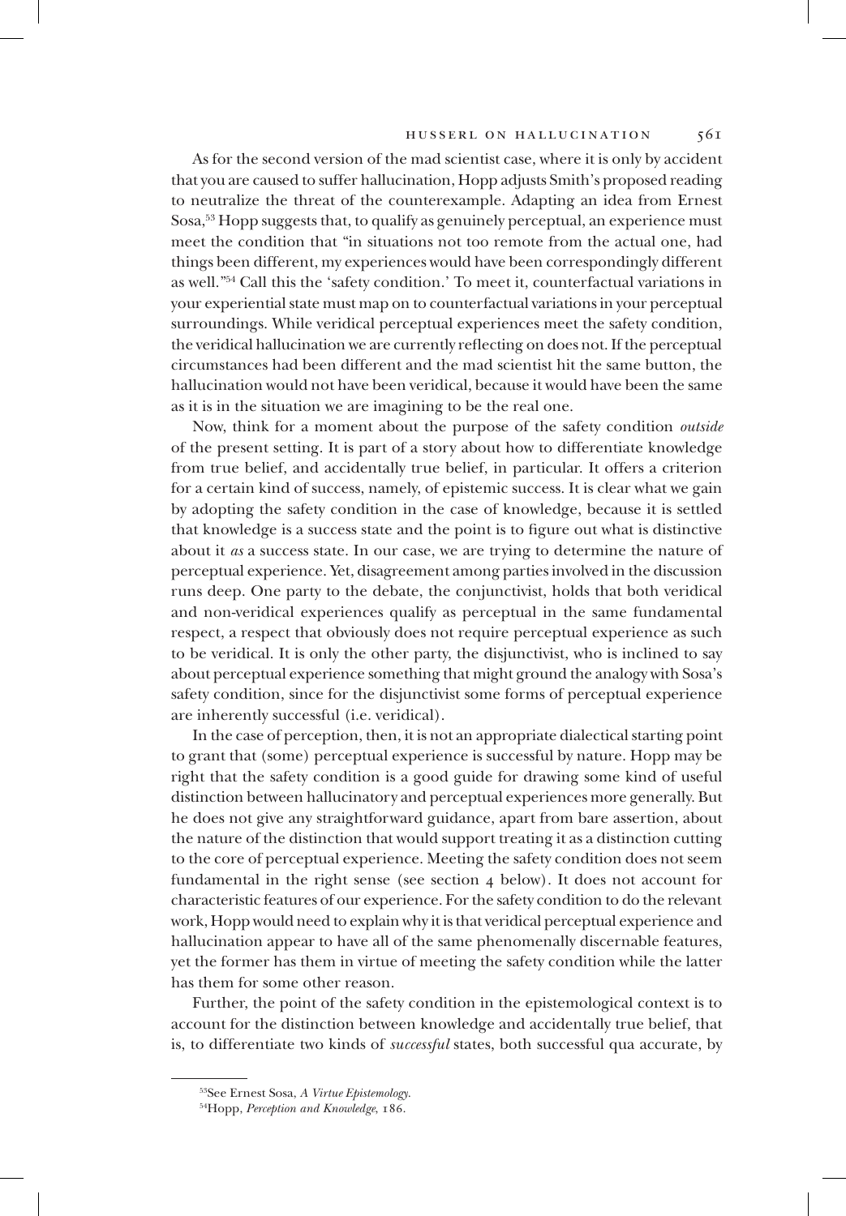As for the second version of the mad scientist case, where it is only by accident that you are caused to suffer hallucination, Hopp adjusts Smith's proposed reading to neutralize the threat of the counterexample. Adapting an idea from Ernest Sosa,[53] Hopp suggests that, to qualify as genuinely perceptual, an experience must meet the condition that "in situations not too remote from the actual one, had things been different, my experiences would have been correspondingly different as well."[54] Call this the 'safety condition.' To meet it, counterfactual variations in your experiential state must map on to counterfactual variations in your perceptual surroundings. While veridical perceptual experiences meet the safety condition, the veridical hallucination we are currently reflecting on does not. If the perceptual circumstances had been different and the mad scientist hit the same button, the hallucination would not have been veridical, because it would have been the same as it is in the situation we are imagining to be the real one.

Now, think for a moment about the purpose of the safety condition *outside* of the present setting. It is part of a story about how to differentiate knowledge from true belief, and accidentally true belief, in particular. It offers a criterion for a certain kind of success, namely, of epistemic success. It is clear what we gain by adopting the safety condition in the case of knowledge, because it is settled that knowledge is a success state and the point is to figure out what is distinctive about it *as* a success state. In our case, we are trying to determine the nature of perceptual experience. Yet, disagreement among parties involved in the discussion runs deep. One party to the debate, the conjunctivist, holds that both veridical and non-veridical experiences qualify as perceptual in the same fundamental respect, a respect that obviously does not require perceptual experience as such to be veridical. It is only the other party, the disjunctivist, who is inclined to say about perceptual experience something that might ground the analogy with Sosa's safety condition, since for the disjunctivist some forms of perceptual experience are inherently successful (i.e. veridical).

In the case of perception, then, it is not an appropriate dialectical starting point to grant that (some) perceptual experience is successful by nature. Hopp may be right that the safety condition is a good guide for drawing some kind of useful distinction between hallucinatory and perceptual experiences more generally. But he does not give any straightforward guidance, apart from bare assertion, about the nature of the distinction that would support treating it as a distinction cutting to the core of perceptual experience. Meeting the safety condition does not seem fundamental in the right sense (see section 4 below). It does not account for characteristic features of our experience. For the safety condition to do the relevant work, Hopp would need to explain why it is that veridical perceptual experience and hallucination appear to have all of the same phenomenally discernable features, yet the former has them in virtue of meeting the safety condition while the latter has them for some other reason.

Further, the point of the safety condition in the epistemological context is to account for the distinction between knowledge and accidentally true belief, that is, to differentiate two kinds of *successful* states, both successful qua accurate, by

[53] See Ernest Sosa, *A Virtue Epistemology*.

[54] Hopp, *Perception and Knowledge*, 186.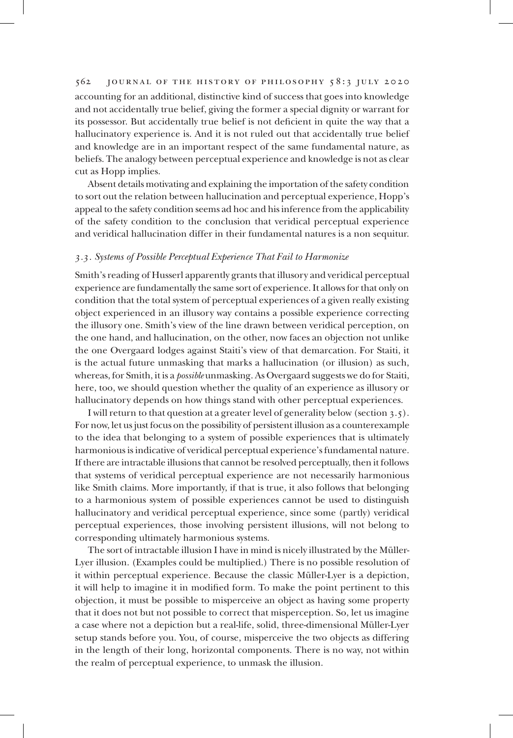accounting for an additional, distinctive kind of success that goes into knowledge and not accidentally true belief, giving the former a special dignity or warrant for its possessor. But accidentally true belief is not deficient in quite the way that a hallucinatory experience is. And it is not ruled out that accidentally true belief and knowledge are in an important respect of the same fundamental nature, as beliefs. The analogy between perceptual experience and knowledge is not as clear cut as Hopp implies.

Absent details motivating and explaining the importation of the safety condition to sort out the relation between hallucination and perceptual experience, Hopp's appeal to the safety condition seems ad hoc and his inference from the applicability of the safety condition to the conclusion that veridical perceptual experience and veridical hallucination differ in their fundamental natures is a non sequitur.

### *3.3. Systems of Possible Perceptual Experience That Fail to Harmonize*

Smith's reading of Husserl apparently grants that illusory and veridical perceptual experience are fundamentally the same sort of experience. It allows for that only on condition that the total system of perceptual experiences of a given really existing object experienced in an illusory way contains a possible experience correcting the illusory one. Smith's view of the line drawn between veridical perception, on the one hand, and hallucination, on the other, now faces an objection not unlike the one Overgaard lodges against Staiti's view of that demarcation. For Staiti, it is the actual future unmasking that marks a hallucination (or illusion) as such, whereas, for Smith, it is a *possible* unmasking. As Overgaard suggests we do for Staiti, here, too, we should question whether the quality of an experience as illusory or hallucinatory depends on how things stand with other perceptual experiences.

I will return to that question at a greater level of generality below (section 3.5). For now, let us just focus on the possibility of persistent illusion as a counterexample to the idea that belonging to a system of possible experiences that is ultimately harmonious is indicative of veridical perceptual experience's fundamental nature. If there are intractable illusions that cannot be resolved perceptually, then it follows that systems of veridical perceptual experience are not necessarily harmonious like Smith claims. More importantly, if that is true, it also follows that belonging to a harmonious system of possible experiences cannot be used to distinguish hallucinatory and veridical perceptual experience, since some (partly) veridical perceptual experiences, those involving persistent illusions, will not belong to corresponding ultimately harmonious systems.

The sort of intractable illusion I have in mind is nicely illustrated by the Müller-Lyer illusion. (Examples could be multiplied.) There is no possible resolution of it within perceptual experience. Because the classic Müller-Lyer is a depiction, it will help to imagine it in modified form. To make the point pertinent to this objection, it must be possible to misperceive an object as having some property that it does not but not possible to correct that misperception. So, let us imagine a case where not a depiction but a real-life, solid, three-dimensional Müller-Lyer setup stands before you. You, of course, misperceive the two objects as differing in the length of their long, horizontal components. There is no way, not within the realm of perceptual experience, to unmask the illusion.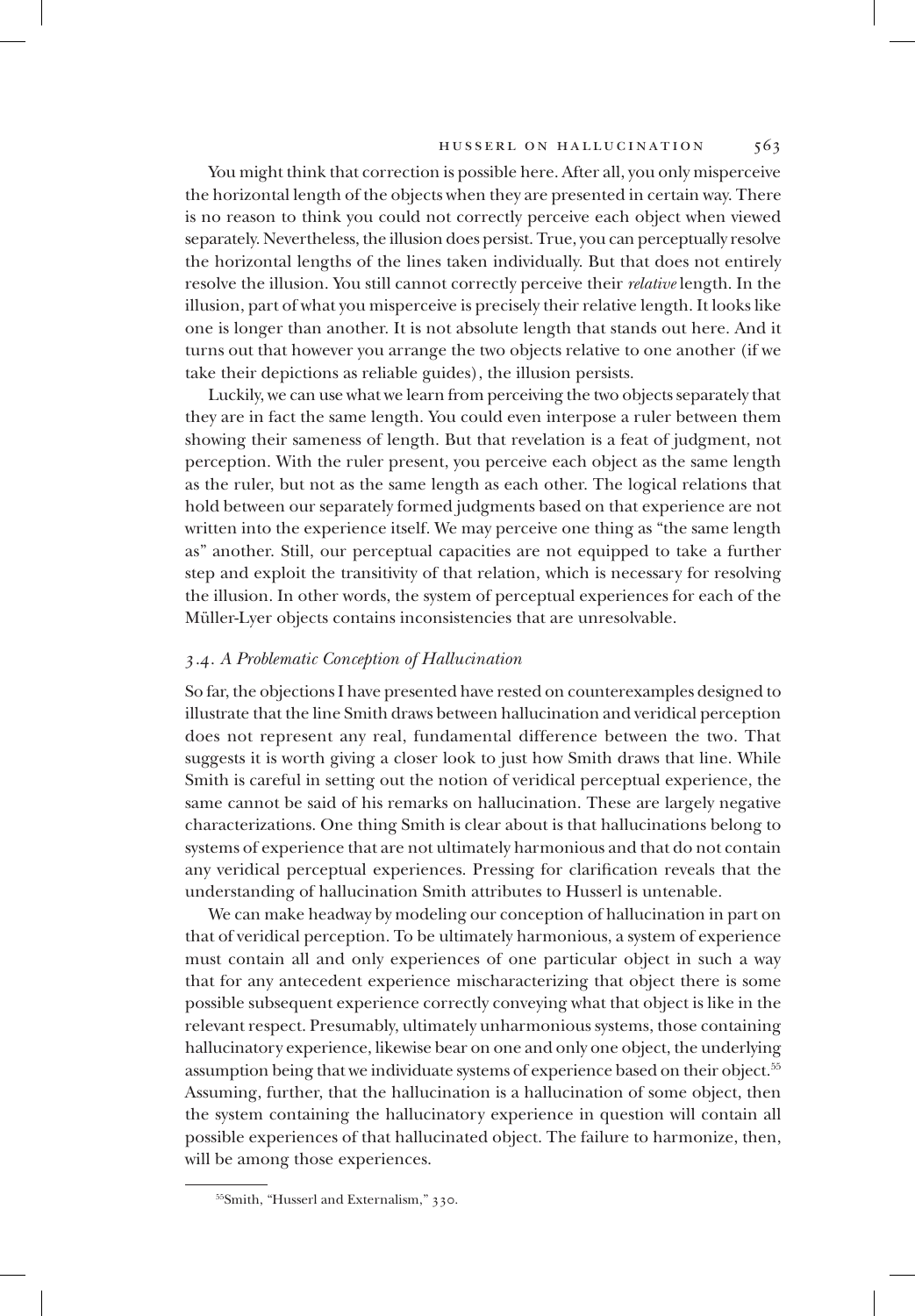You might think that correction is possible here. After all, you only misperceive the horizontal length of the objects when they are presented in certain way. There is no reason to think you could not correctly perceive each object when viewed separately. Nevertheless, the illusion does persist. True, you can perceptually resolve the horizontal lengths of the lines taken individually. But that does not entirely resolve the illusion. You still cannot correctly perceive their *relative* length. In the illusion, part of what you misperceive is precisely their relative length. It looks like one is longer than another. It is not absolute length that stands out here. And it turns out that however you arrange the two objects relative to one another (if we take their depictions as reliable guides), the illusion persists.

Luckily, we can use what we learn from perceiving the two objects separately that they are in fact the same length. You could even interpose a ruler between them showing their sameness of length. But that revelation is a feat of judgment, not perception. With the ruler present, you perceive each object as the same length as the ruler, but not as the same length as each other. The logical relations that hold between our separately formed judgments based on that experience are not written into the experience itself. We may perceive one thing as "the same length as" another. Still, our perceptual capacities are not equipped to take a further step and exploit the transitivity of that relation, which is necessary for resolving the illusion. In other words, the system of perceptual experiences for each of the Müller-Lyer objects contains inconsistencies that are unresolvable.

### *3.4. A Problematic Conception of Hallucination*

So far, the objections I have presented have rested on counterexamples designed to illustrate that the line Smith draws between hallucination and veridical perception does not represent any real, fundamental difference between the two. That suggests it is worth giving a closer look to just how Smith draws that line. While Smith is careful in setting out the notion of veridical perceptual experience, the same cannot be said of his remarks on hallucination. These are largely negative characterizations. One thing Smith is clear about is that hallucinations belong to systems of experience that are not ultimately harmonious and that do not contain any veridical perceptual experiences. Pressing for clarification reveals that the understanding of hallucination Smith attributes to Husserl is untenable.

We can make headway by modeling our conception of hallucination in part on that of veridical perception. To be ultimately harmonious, a system of experience must contain all and only experiences of one particular object in such a way that for any antecedent experience mischaracterizing that object there is some possible subsequent experience correctly conveying what that object is like in the relevant respect. Presumably, ultimately unharmonious systems, those containing hallucinatory experience, likewise bear on one and only one object, the underlying assumption being that we individuate systems of experience based on their object.[55] Assuming, further, that the hallucination is a hallucination of some object, then the system containing the hallucinatory experience in question will contain all possible experiences of that hallucinated object. The failure to harmonize, then, will be among those experiences.

[55] Smith, "Husserl and Externalism," 330.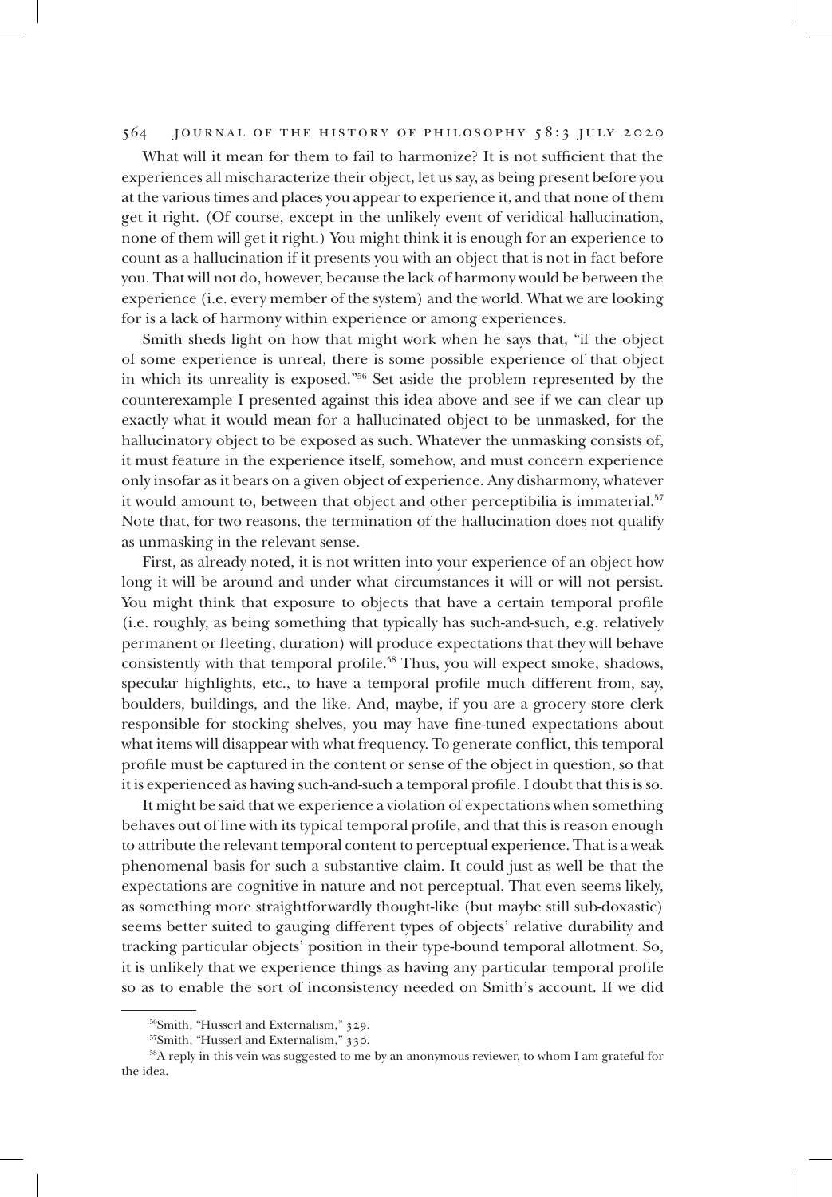What will it mean for them to fail to harmonize? It is not sufficient that the experiences all mischaracterize their object, let us say, as being present before you at the various times and places you appear to experience it, and that none of them get it right. (Of course, except in the unlikely event of veridical hallucination, none of them will get it right.) You might think it is enough for an experience to count as a hallucination if it presents you with an object that is not in fact before you. That will not do, however, because the lack of harmony would be between the experience (i.e. every member of the system) and the world. What we are looking for is a lack of harmony within experience or among experiences.

Smith sheds light on how that might work when he says that, "if the object of some experience is unreal, there is some possible experience of that object in which its unreality is exposed."[56] Set aside the problem represented by the counterexample I presented against this idea above and see if we can clear up exactly what it would mean for a hallucinated object to be unmasked, for the hallucinatory object to be exposed as such. Whatever the unmasking consists of, it must feature in the experience itself, somehow, and must concern experience only insofar as it bears on a given object of experience. Any disharmony, whatever it would amount to, between that object and other perceptibilia is immaterial.[57] Note that, for two reasons, the termination of the hallucination does not qualify as unmasking in the relevant sense.

First, as already noted, it is not written into your experience of an object how long it will be around and under what circumstances it will or will not persist. You might think that exposure to objects that have a certain temporal profile (i.e. roughly, as being something that typically has such-and-such, e.g. relatively permanent or fleeting, duration) will produce expectations that they will behave consistently with that temporal profile.[58] Thus, you will expect smoke, shadows, specular highlights, etc., to have a temporal profile much different from, say, boulders, buildings, and the like. And, maybe, if you are a grocery store clerk responsible for stocking shelves, you may have fine-tuned expectations about what items will disappear with what frequency. To generate conflict, this temporal profile must be captured in the content or sense of the object in question, so that it is experienced as having such-and-such a temporal profile. I doubt that this is so.

It might be said that we experience a violation of expectations when something behaves out of line with its typical temporal profile, and that this is reason enough to attribute the relevant temporal content to perceptual experience. That is a weak phenomenal basis for such a substantive claim. It could just as well be that the expectations are cognitive in nature and not perceptual. That even seems likely, as something more straightforwardly thought-like (but maybe still sub-doxastic) seems better suited to gauging different types of objects' relative durability and tracking particular objects' position in their type-bound temporal allotment. So, it is unlikely that we experience things as having any particular temporal profile so as to enable the sort of inconsistency needed on Smith's account. If we did

[56] Smith, "Husserl and Externalism," 329.

[57] Smith, "Husserl and Externalism," 330.

[58] A reply in this vein was suggested to me by an anonymous reviewer, to whom I am grateful for the idea.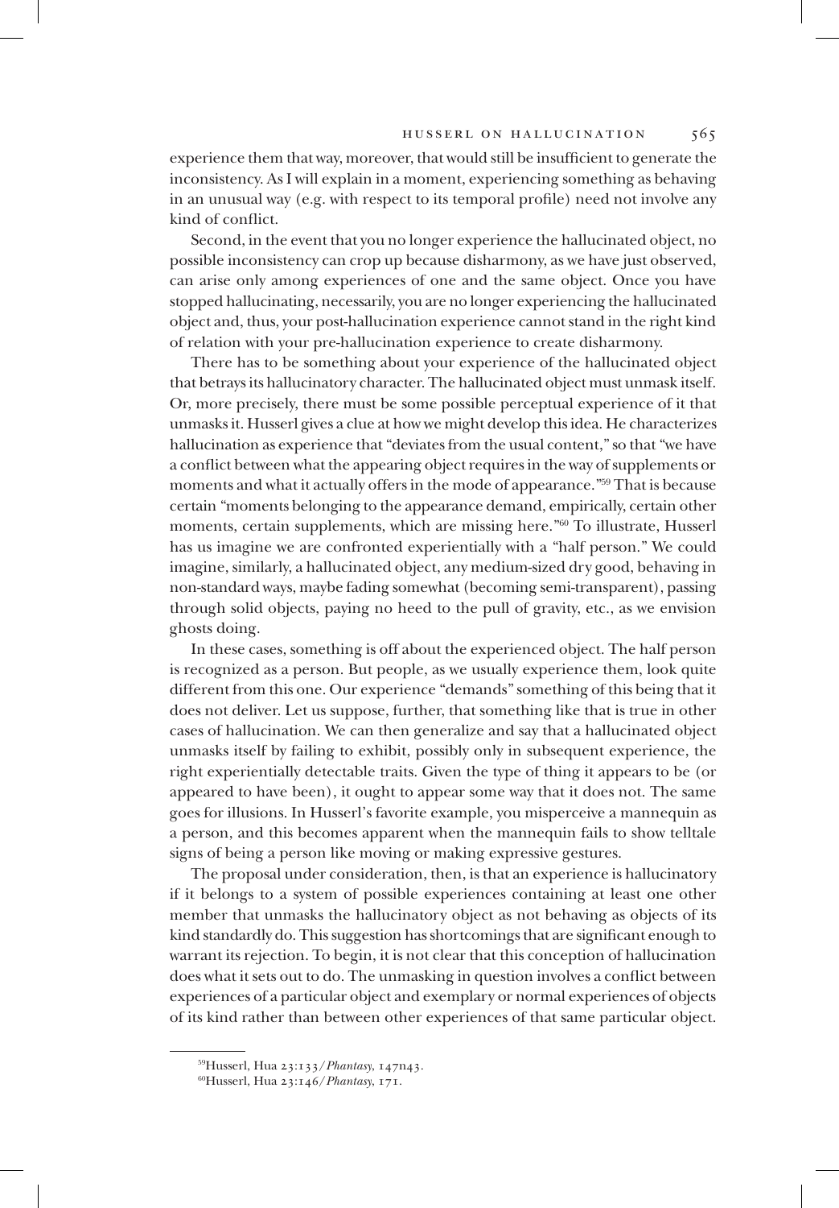experience them that way, moreover, that would still be insufficient to generate the inconsistency. As I will explain in a moment, experiencing something as behaving in an unusual way (e.g. with respect to its temporal profile) need not involve any kind of conflict.

Second, in the event that you no longer experience the hallucinated object, no possible inconsistency can crop up because disharmony, as we have just observed, can arise only among experiences of one and the same object. Once you have stopped hallucinating, necessarily, you are no longer experiencing the hallucinated object and, thus, your post-hallucination experience cannot stand in the right kind of relation with your pre-hallucination experience to create disharmony.

There has to be something about your experience of the hallucinated object that betrays its hallucinatory character. The hallucinated object must unmask itself. Or, more precisely, there must be some possible perceptual experience of it that unmasks it. Husserl gives a clue at how we might develop this idea. He characterizes hallucination as experience that "deviates from the usual content," so that "we have a conflict between what the appearing object requires in the way of supplements or moments and what it actually offers in the mode of appearance."[59] That is because certain "moments belonging to the appearance demand, empirically, certain other moments, certain supplements, which are missing here."[60] To illustrate, Husserl has us imagine we are confronted experientially with a "half person." We could imagine, similarly, a hallucinated object, any medium-sized dry good, behaving in non-standard ways, maybe fading somewhat (becoming semi-transparent), passing through solid objects, paying no heed to the pull of gravity, etc., as we envision ghosts doing.

In these cases, something is off about the experienced object. The half person is recognized as a person. But people, as we usually experience them, look quite different from this one. Our experience "demands" something of this being that it does not deliver. Let us suppose, further, that something like that is true in other cases of hallucination. We can then generalize and say that a hallucinated object unmasks itself by failing to exhibit, possibly only in subsequent experience, the right experientially detectable traits. Given the type of thing it appears to be (or appeared to have been), it ought to appear some way that it does not. The same goes for illusions. In Husserl's favorite example, you misperceive a mannequin as a person, and this becomes apparent when the mannequin fails to show telltale signs of being a person like moving or making expressive gestures.

The proposal under consideration, then, is that an experience is hallucinatory if it belongs to a system of possible experiences containing at least one other member that unmasks the hallucinatory object as not behaving as objects of its kind standardly do. This suggestion has shortcomings that are significant enough to warrant its rejection. To begin, it is not clear that this conception of hallucination does what it sets out to do. The unmasking in question involves a conflict between experiences of a particular object and exemplary or normal experiences of objects of its kind rather than between other experiences of that same particular object.

---

[59] Husserl, Hua 23:133/*Phantasy*, 147n43.

[60] Husserl, Hua 23:146/*Phantasy*, 171.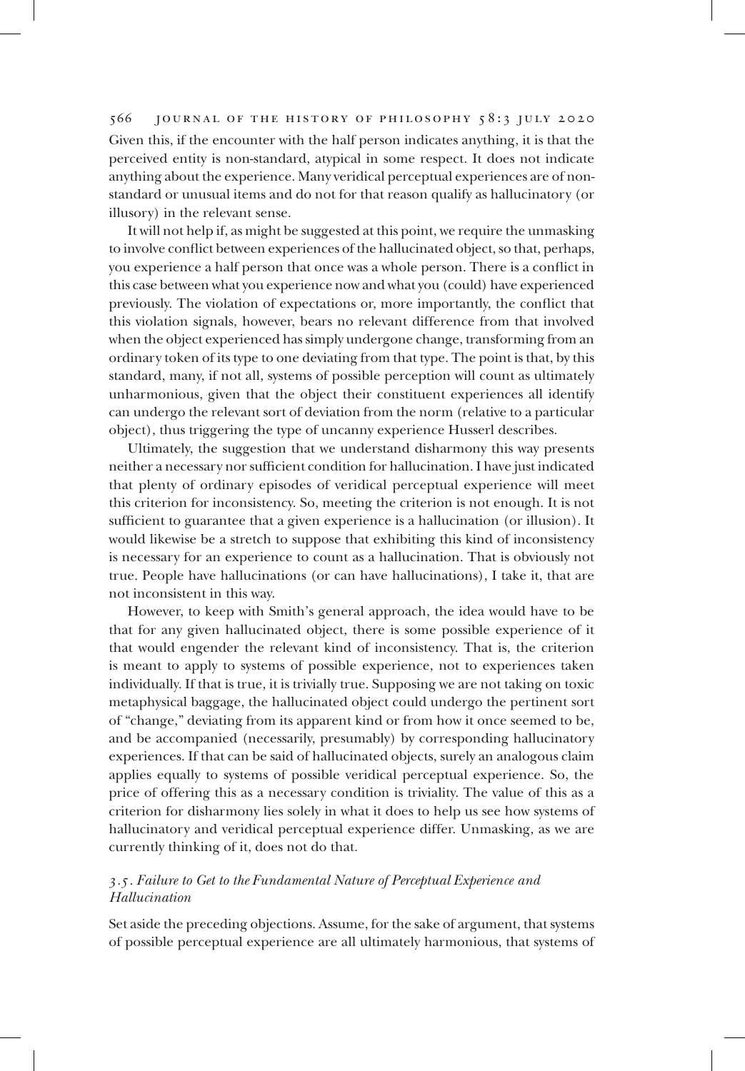Given this, if the encounter with the half person indicates anything, it is that the perceived entity is non-standard, atypical in some respect. It does not indicate anything about the experience. Many veridical perceptual experiences are of non-standard or unusual items and do not for that reason qualify as hallucinatory (or illusory) in the relevant sense.

It will not help if, as might be suggested at this point, we require the unmasking to involve conflict between experiences of the hallucinated object, so that, perhaps, you experience a half person that once was a whole person. There is a conflict in this case between what you experience now and what you (could) have experienced previously. The violation of expectations or, more importantly, the conflict that this violation signals, however, bears no relevant difference from that involved when the object experienced has simply undergone change, transforming from an ordinary token of its type to one deviating from that type. The point is that, by this standard, many, if not all, systems of possible perception will count as ultimately unharmonious, given that the object their constituent experiences all identify can undergo the relevant sort of deviation from the norm (relative to a particular object), thus triggering the type of uncanny experience Husserl describes.

Ultimately, the suggestion that we understand disharmony this way presents neither a necessary nor sufficient condition for hallucination. I have just indicated that plenty of ordinary episodes of veridical perceptual experience will meet this criterion for inconsistency. So, meeting the criterion is not enough. It is not sufficient to guarantee that a given experience is a hallucination (or illusion). It would likewise be a stretch to suppose that exhibiting this kind of inconsistency is necessary for an experience to count as a hallucination. That is obviously not true. People have hallucinations (or can have hallucinations), I take it, that are not inconsistent in this way.

However, to keep with Smith's general approach, the idea would have to be that for any given hallucinated object, there is some possible experience of it that would engender the relevant kind of inconsistency. That is, the criterion is meant to apply to systems of possible experience, not to experiences taken individually. If that is true, it is trivially true. Supposing we are not taking on toxic metaphysical baggage, the hallucinated object could undergo the pertinent sort of "change," deviating from its apparent kind or from how it once seemed to be, and be accompanied (necessarily, presumably) by corresponding hallucinatory experiences. If that can be said of hallucinated objects, surely an analogous claim applies equally to systems of possible veridical perceptual experience. So, the price of offering this as a necessary condition is triviality. The value of this as a criterion for disharmony lies solely in what it does to help us see how systems of hallucinatory and veridical perceptual experience differ. Unmasking, as we are currently thinking of it, does not do that.

### *3.5. Failure to Get to the Fundamental Nature of Perceptual Experience and Hallucination*

Set aside the preceding objections. Assume, for the sake of argument, that systems of possible perceptual experience are all ultimately harmonious, that systems of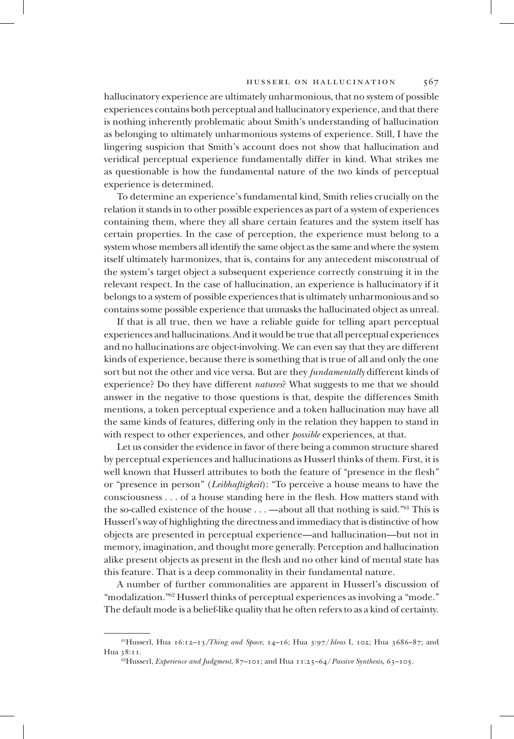hallucinatory experience are ultimately unharmonious, that no system of possible experiences contains both perceptual and hallucinatory experience, and that there is nothing inherently problematic about Smith's understanding of hallucination as belonging to ultimately unharmonious systems of experience. Still, I have the lingering suspicion that Smith's account does not show that hallucination and veridical perceptual experience fundamentally differ in kind. What strikes me as questionable is how the fundamental nature of the two kinds of perceptual experience is determined.

To determine an experience's fundamental kind, Smith relies crucially on the relation it stands in to other possible experiences as part of a system of experiences containing them, where they all share certain features and the system itself has certain properties. In the case of perception, the experience must belong to a system whose members all identify the same object as the same and where the system itself ultimately harmonizes, that is, contains for any antecedent misconstrual of the system's target object a subsequent experience correctly construing it in the relevant respect. In the case of hallucination, an experience is hallucinatory if it belongs to a system of possible experiences that is ultimately unharmonious and so contains some possible experience that unmasks the hallucinated object as unreal.

If that is all true, then we have a reliable guide for telling apart perceptual experiences and hallucinations. And it would be true that all perceptual experiences and no hallucinations are object-involving. We can even say that they are different kinds of experience, because there is something that is true of all and only the one sort but not the other and vice versa. But are they *fundamentally* different kinds of experience? Do they have different *natures*? What suggests to me that we should answer in the negative to those questions is that, despite the differences Smith mentions, a token perceptual experience and a token hallucination may have all the same kinds of features, differing only in the relation they happen to stand in with respect to other experiences, and other *possible* experiences, at that.

Let us consider the evidence in favor of there being a common structure shared by perceptual experiences and hallucinations as Husserl thinks of them. First, it is well known that Husserl attributes to both the feature of "presence in the flesh" or "presence in person" (*Leibhaftigkeit*): "To perceive a house means to have the consciousness . . . of a house standing here in the flesh. How matters stand with the so-called existence of the house . . . —about all that nothing is said."[61] This is Husserl's way of highlighting the directness and immediacy that is distinctive of how objects are presented in perceptual experience—and hallucination—but not in memory, imagination, and thought more generally. Perception and hallucination alike present objects as present in the flesh and no other kind of mental state has this feature. That is a deep commonality in their fundamental nature.

A number of further commonalities are apparent in Husserl's discussion of "modalization."[62] Husserl thinks of perceptual experiences as involving a "mode." The default mode is a belief-like quality that he often refers to as a kind of certainty.

---

[61]Husserl, Hua 16:12–13/*Thing and Space*, 14–16; Hua 3:97/*Ideas* I, 102; Hua 3686–87; and Hua 38:11.

[62]Husserl, *Experience and Judgment*, 87–101; and Hua 11:25–64/*Passive Synthesis*, 63–105.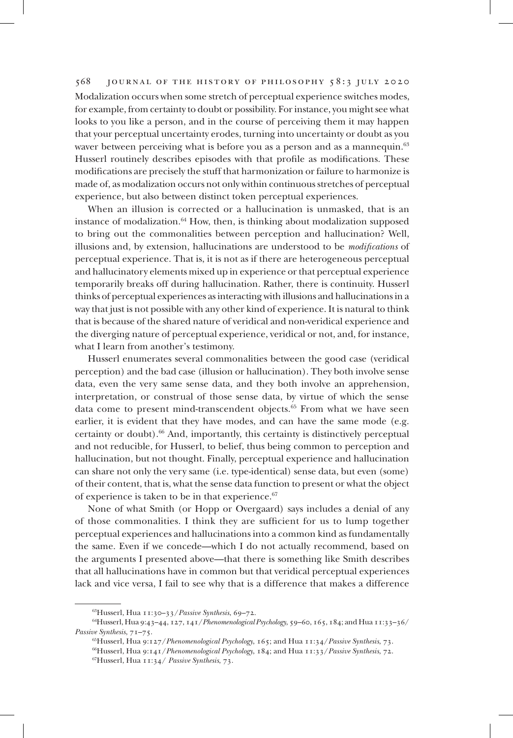Modalization occurs when some stretch of perceptual experience switches modes, for example, from certainty to doubt or possibility. For instance, you might see what looks to you like a person, and in the course of perceiving them it may happen that your perceptual uncertainty erodes, turning into uncertainty or doubt as you waver between perceiving what is before you as a person and as a mannequin.[63] Husserl routinely describes episodes with that profile as modifications. These modifications are precisely the stuff that harmonization or failure to harmonize is made of, as modalization occurs not only within continuous stretches of perceptual experience, but also between distinct token perceptual experiences.

When an illusion is corrected or a hallucination is unmasked, that is an instance of modalization.[64] How, then, is thinking about modalization supposed to bring out the commonalities between perception and hallucination? Well, illusions and, by extension, hallucinations are understood to be *modifications* of perceptual experience. That is, it is not as if there are heterogeneous perceptual and hallucinatory elements mixed up in experience or that perceptual experience temporarily breaks off during hallucination. Rather, there is continuity. Husserl thinks of perceptual experiences as interacting with illusions and hallucinations in a way that just is not possible with any other kind of experience. It is natural to think that is because of the shared nature of veridical and non-veridical experience and the diverging nature of perceptual experience, veridical or not, and, for instance, what I learn from another's testimony.

Husserl enumerates several commonalities between the good case (veridical perception) and the bad case (illusion or hallucination). They both involve sense data, even the very same sense data, and they both involve an apprehension, interpretation, or construal of those sense data, by virtue of which the sense data come to present mind-transcendent objects.[65] From what we have seen earlier, it is evident that they have modes, and can have the same mode (e.g. certainty or doubt).[66] And, importantly, this certainty is distinctively perceptual and not reducible, for Husserl, to belief, thus being common to perception and hallucination, but not thought. Finally, perceptual experience and hallucination can share not only the very same (i.e. type-identical) sense data, but even (some) of their content, that is, what the sense data function to present or what the object of experience is taken to be in that experience.[67]

None of what Smith (or Hopp or Overgaard) says includes a denial of any of those commonalities. I think they are sufficient for us to lump together perceptual experiences and hallucinations into a common kind as fundamentally the same. Even if we concede—which I do not actually recommend, based on the arguments I presented above—that there is something like Smith describes that all hallucinations have in common but that veridical perceptual experiences lack and vice versa, I fail to see why that is a difference that makes a difference

---

[63] Husserl, Hua 11:30–33/*Passive Synthesis*, 69–72.

[64] Husserl, Hua 9:43–44, 127, 141/*Phenomenological Psychology*, 59–60, 165, 184; and Hua 11:33–36/*Passive Synthesis*, 71–75.

[65] Husserl, Hua 9:127/*Phenomenological Psychology*, 165; and Hua 11:34/*Passive Synthesis*, 73.

[66] Husserl, Hua 9:141/*Phenomenological Psychology*, 184; and Hua 11:33/*Passive Synthesis*, 72.

[67] Husserl, Hua 11:34/ *Passive Synthesis*, 73.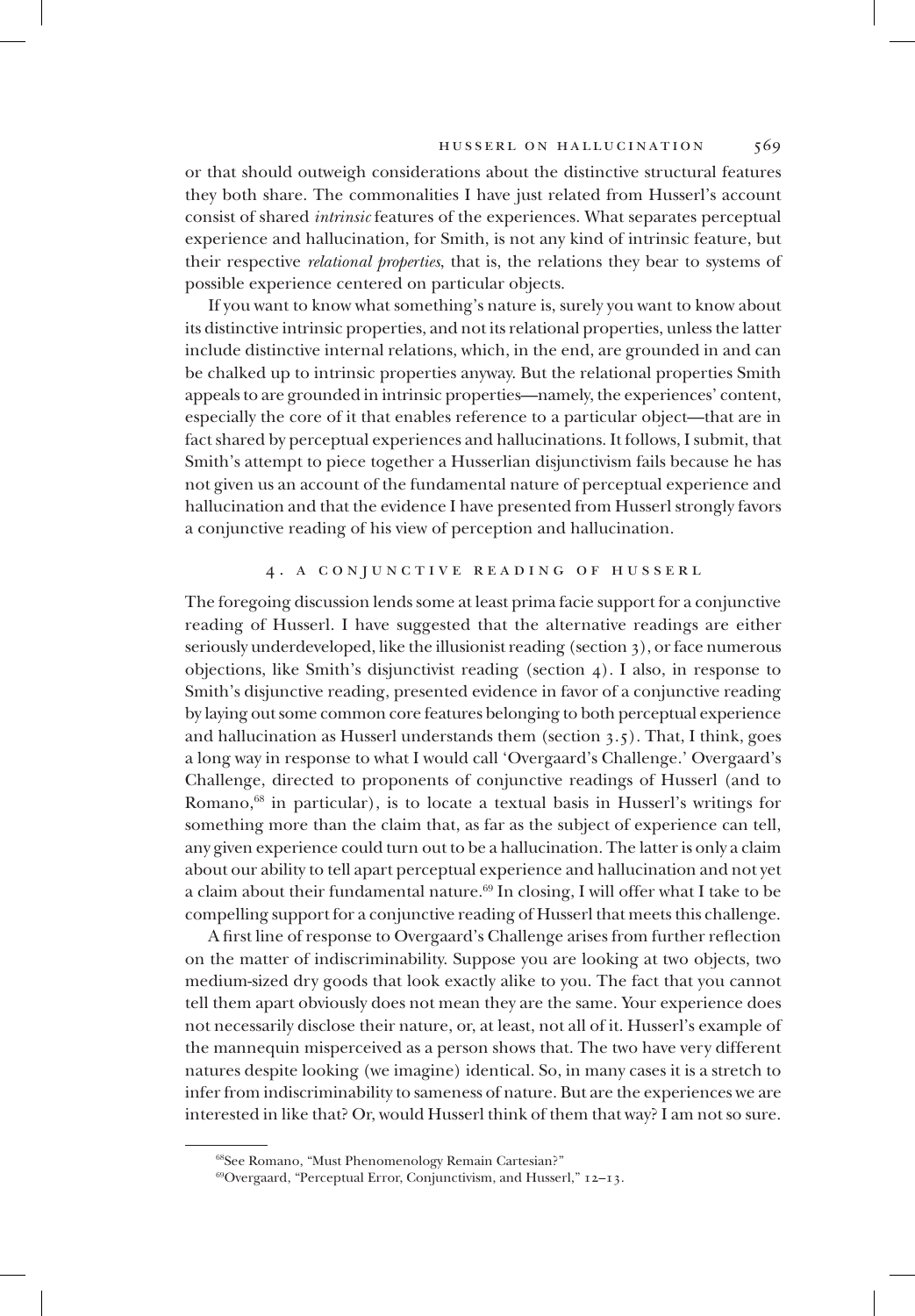or that should outweigh considerations about the distinctive structural features they both share. The commonalities I have just related from Husserl's account consist of shared *intrinsic* features of the experiences. What separates perceptual experience and hallucination, for Smith, is not any kind of intrinsic feature, but their respective *relational properties*, that is, the relations they bear to systems of possible experience centered on particular objects.

If you want to know what something's nature is, surely you want to know about its distinctive intrinsic properties, and not its relational properties, unless the latter include distinctive internal relations, which, in the end, are grounded in and can be chalked up to intrinsic properties anyway. But the relational properties Smith appeals to are grounded in intrinsic properties—namely, the experiences' content, especially the core of it that enables reference to a particular object—that are in fact shared by perceptual experiences and hallucinations. It follows, I submit, that Smith's attempt to piece together a Husserlian disjunctivism fails because he has not given us an account of the fundamental nature of perceptual experience and hallucination and that the evidence I have presented from Husserl strongly favors a conjunctive reading of his view of perception and hallucination.

## 4. A CONJUNCTIVE READING OF HUSSERL

The foregoing discussion lends some at least prima facie support for a conjunctive reading of Husserl. I have suggested that the alternative readings are either seriously underdeveloped, like the illusionist reading (section 3), or face numerous objections, like Smith's disjunctivist reading (section 4). I also, in response to Smith's disjunctive reading, presented evidence in favor of a conjunctive reading by laying out some common core features belonging to both perceptual experience and hallucination as Husserl understands them (section 3.5). That, I think, goes a long way in response to what I would call 'Overgaard's Challenge.' Overgaard's Challenge, directed to proponents of conjunctive readings of Husserl (and to Romano,[68] in particular), is to locate a textual basis in Husserl's writings for something more than the claim that, as far as the subject of experience can tell, any given experience could turn out to be a hallucination. The latter is only a claim about our ability to tell apart perceptual experience and hallucination and not yet a claim about their fundamental nature.[69] In closing, I will offer what I take to be compelling support for a conjunctive reading of Husserl that meets this challenge.

A first line of response to Overgaard's Challenge arises from further reflection on the matter of indiscriminability. Suppose you are looking at two objects, two medium-sized dry goods that look exactly alike to you. The fact that you cannot tell them apart obviously does not mean they are the same. Your experience does not necessarily disclose their nature, or, at least, not all of it. Husserl's example of the mannequin misperceived as a person shows that. The two have very different natures despite looking (we imagine) identical. So, in many cases it is a stretch to infer from indiscriminability to sameness of nature. But are the experiences we are interested in like that? Or, would Husserl think of them that way? I am not so sure.

---

[68] See Romano, "Must Phenomenology Remain Cartesian?"

[69] Overgaard, "Perceptual Error, Conjunctivism, and Husserl," 12–13.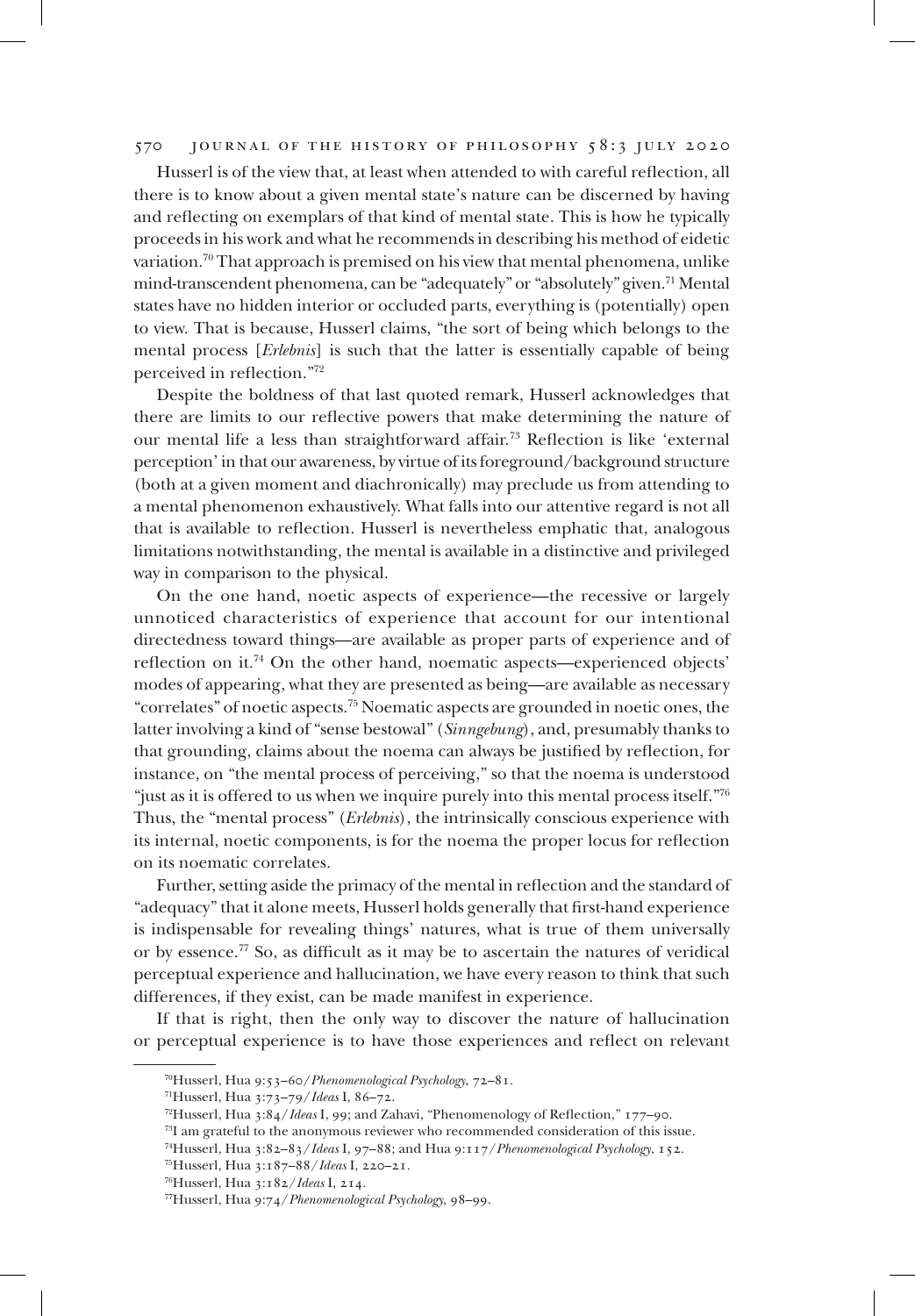Husserl is of the view that, at least when attended to with careful reflection, all there is to know about a given mental state's nature can be discerned by having and reflecting on exemplars of that kind of mental state. This is how he typically proceeds in his work and what he recommends in describing his method of eidetic variation.[70] That approach is premised on his view that mental phenomena, unlike mind-transcendent phenomena, can be "adequately" or "absolutely" given.[71] Mental states have no hidden interior or occluded parts, everything is (potentially) open to view. That is because, Husserl claims, "the sort of being which belongs to the mental process [*Erlebnis*] is such that the latter is essentially capable of being perceived in reflection."[72]

Despite the boldness of that last quoted remark, Husserl acknowledges that there are limits to our reflective powers that make determining the nature of our mental life a less than straightforward affair.[73] Reflection is like 'external perception' in that our awareness, by virtue of its foreground/background structure (both at a given moment and diachronically) may preclude us from attending to a mental phenomenon exhaustively. What falls into our attentive regard is not all that is available to reflection. Husserl is nevertheless emphatic that, analogous limitations notwithstanding, the mental is available in a distinctive and privileged way in comparison to the physical.

On the one hand, noetic aspects of experience—the recessive or largely unnoticed characteristics of experience that account for our intentional directedness toward things—are available as proper parts of experience and of reflection on it.[74] On the other hand, noematic aspects—experienced objects' modes of appearing, what they are presented as being—are available as necessary "correlates" of noetic aspects.[75] Noematic aspects are grounded in noetic ones, the latter involving a kind of "sense bestowal" (*Sinngebung*), and, presumably thanks to that grounding, claims about the noema can always be justified by reflection, for instance, on "the mental process of perceiving," so that the noema is understood "just as it is offered to us when we inquire purely into this mental process itself."[76] Thus, the "mental process" (*Erlebnis*), the intrinsically conscious experience with its internal, noetic components, is for the noema the proper locus for reflection on its noematic correlates.

Further, setting aside the primacy of the mental in reflection and the standard of "adequacy" that it alone meets, Husserl holds generally that first-hand experience is indispensable for revealing things' natures, what is true of them universally or by essence.[77] So, as difficult as it may be to ascertain the natures of veridical perceptual experience and hallucination, we have every reason to think that such differences, if they exist, can be made manifest in experience.

If that is right, then the only way to discover the nature of hallucination or perceptual experience is to have those experiences and reflect on relevant

---

[70] Husserl, Hua 9:53–60/*Phenomenological Psychology*, 72–81.

[71] Husserl, Hua 3:73–79/*Ideas* I, 86–72.

[72] Husserl, Hua 3:84/*Ideas* I, 99; and Zahavi, "Phenomenology of Reflection," 177–90.

[73] I am grateful to the anonymous reviewer who recommended consideration of this issue.

[74] Husserl, Hua 3:82–83/*Ideas* I, 97–88; and Hua 9:117/*Phenomenological Psychology*, 152.

[75] Husserl, Hua 3:187–88/*Ideas* I, 220–21.

[76] Husserl, Hua 3:182/*Ideas* I, 214.

[77] Husserl, Hua 9:74/*Phenomenological Psychology*, 98–99.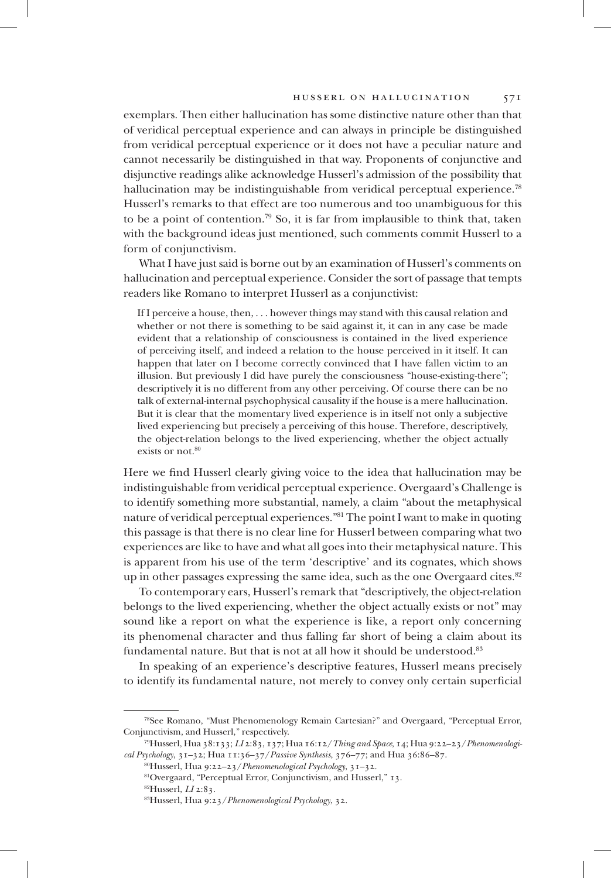exemplars. Then either hallucination has some distinctive nature other than that of veridical perceptual experience and can always in principle be distinguished from veridical perceptual experience or it does not have a peculiar nature and cannot necessarily be distinguished in that way. Proponents of conjunctive and disjunctive readings alike acknowledge Husserl's admission of the possibility that hallucination may be indistinguishable from veridical perceptual experience.[78] Husserl's remarks to that effect are too numerous and too unambiguous for this to be a point of contention.[79] So, it is far from implausible to think that, taken with the background ideas just mentioned, such comments commit Husserl to a form of conjunctivism.

What I have just said is borne out by an examination of Husserl's comments on hallucination and perceptual experience. Consider the sort of passage that tempts readers like Romano to interpret Husserl as a conjunctivist:

> If I perceive a house, then, . . . however things may stand with this causal relation and whether or not there is something to be said against it, it can in any case be made evident that a relationship of consciousness is contained in the lived experience of perceiving itself, and indeed a relation to the house perceived in it itself. It can happen that later on I become correctly convinced that I have fallen victim to an illusion. But previously I did have purely the consciousness "house-existing-there"; descriptively it is no different from any other perceiving. Of course there can be no talk of external-internal psychophysical causality if the house is a mere hallucination. But it is clear that the momentary lived experience is in itself not only a subjective lived experiencing but precisely a perceiving of this house. Therefore, descriptively, the object-relation belongs to the lived experiencing, whether the object actually exists or not.[80]

Here we find Husserl clearly giving voice to the idea that hallucination may be indistinguishable from veridical perceptual experience. Overgaard's Challenge is to identify something more substantial, namely, a claim "about the metaphysical nature of veridical perceptual experiences."[81] The point I want to make in quoting this passage is that there is no clear line for Husserl between comparing what two experiences are like to have and what all goes into their metaphysical nature. This is apparent from his use of the term 'descriptive' and its cognates, which shows up in other passages expressing the same idea, such as the one Overgaard cites.[82]

To contemporary ears, Husserl's remark that "descriptively, the object-relation belongs to the lived experiencing, whether the object actually exists or not" may sound like a report on what the experience is like, a report only concerning its phenomenal character and thus falling far short of being a claim about its fundamental nature. But that is not at all how it should be understood.[83]

In speaking of an experience's descriptive features, Husserl means precisely to identify its fundamental nature, not merely to convey only certain superficial

---

[78] See Romano, "Must Phenomenology Remain Cartesian?" and Overgaard, "Perceptual Error, Conjunctivism, and Husserl," respectively.

[79] Husserl, Hua 38:133; *LI* 2:83, 137; Hua 16:12/*Thing and Space*, 14; Hua 9:22–23/*Phenomenological Psychology*, 31–32; Hua 11:36–37/*Passive Synthesis*, 376–77; and Hua 36:86–87.

[80] Husserl, Hua 9:22–23/*Phenomenological Psychology*, 31–32.

[81] Overgaard, "Perceptual Error, Conjunctivism, and Husserl," 13.

[82] Husserl, *LI* 2:83.

[83] Husserl, Hua 9:23/*Phenomenological Psychology*, 32.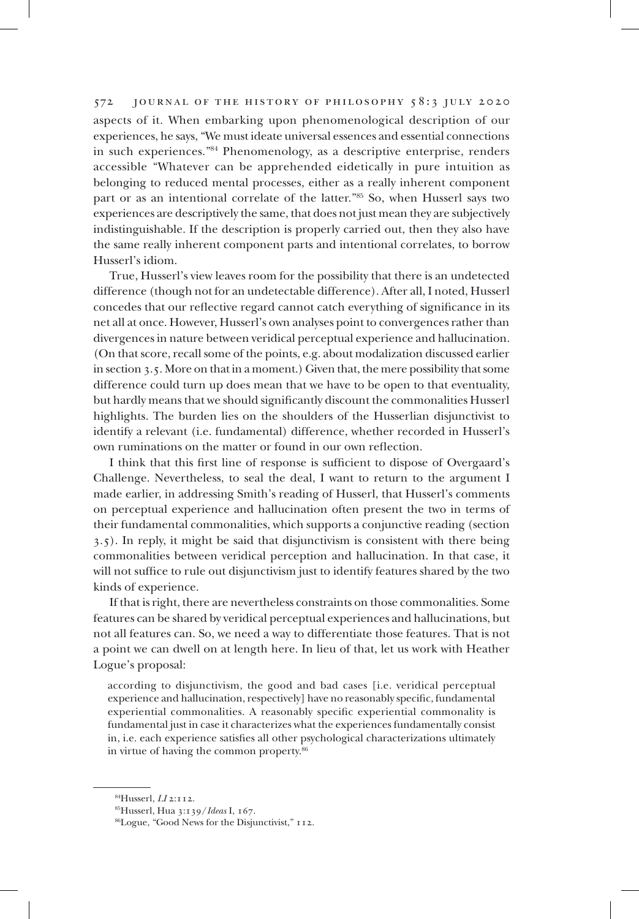aspects of it. When embarking upon phenomenological description of our experiences, he says, "We must ideate universal essences and essential connections in such experiences."[84] Phenomenology, as a descriptive enterprise, renders accessible "Whatever can be apprehended eidetically in pure intuition as belonging to reduced mental processes, either as a really inherent component part or as an intentional correlate of the latter."[85] So, when Husserl says two experiences are descriptively the same, that does not just mean they are subjectively indistinguishable. If the description is properly carried out, then they also have the same really inherent component parts and intentional correlates, to borrow Husserl's idiom.

True, Husserl's view leaves room for the possibility that there is an undetected difference (though not for an undetectable difference). After all, I noted, Husserl concedes that our reflective regard cannot catch everything of significance in its net all at once. However, Husserl's own analyses point to convergences rather than divergences in nature between veridical perceptual experience and hallucination. (On that score, recall some of the points, e.g. about modalization discussed earlier in section 3.5. More on that in a moment.) Given that, the mere possibility that some difference could turn up does mean that we have to be open to that eventuality, but hardly means that we should significantly discount the commonalities Husserl highlights. The burden lies on the shoulders of the Husserlian disjunctivist to identify a relevant (i.e. fundamental) difference, whether recorded in Husserl's own ruminations on the matter or found in our own reflection.

I think that this first line of response is sufficient to dispose of Overgaard's Challenge. Nevertheless, to seal the deal, I want to return to the argument I made earlier, in addressing Smith's reading of Husserl, that Husserl's comments on perceptual experience and hallucination often present the two in terms of their fundamental commonalities, which supports a conjunctive reading (section 3.5). In reply, it might be said that disjunctivism is consistent with there being commonalities between veridical perception and hallucination. In that case, it will not suffice to rule out disjunctivism just to identify features shared by the two kinds of experience.

If that is right, there are nevertheless constraints on those commonalities. Some features can be shared by veridical perceptual experiences and hallucinations, but not all features can. So, we need a way to differentiate those features. That is not a point we can dwell on at length here. In lieu of that, let us work with Heather Logue's proposal:

> according to disjunctivism, the good and bad cases [i.e. veridical perceptual experience and hallucination, respectively] have no reasonably specific, fundamental experiential commonalities. A reasonably specific experiential commonality is fundamental just in case it characterizes what the experiences fundamentally consist in, i.e. each experience satisfies all other psychological characterizations ultimately in virtue of having the common property.[86]

---

[84] Husserl, *LI* 2:112.

[85] Husserl, Hua 3:139/*Ideas* I, 167.

[86] Logue, "Good News for the Disjunctivist," 112.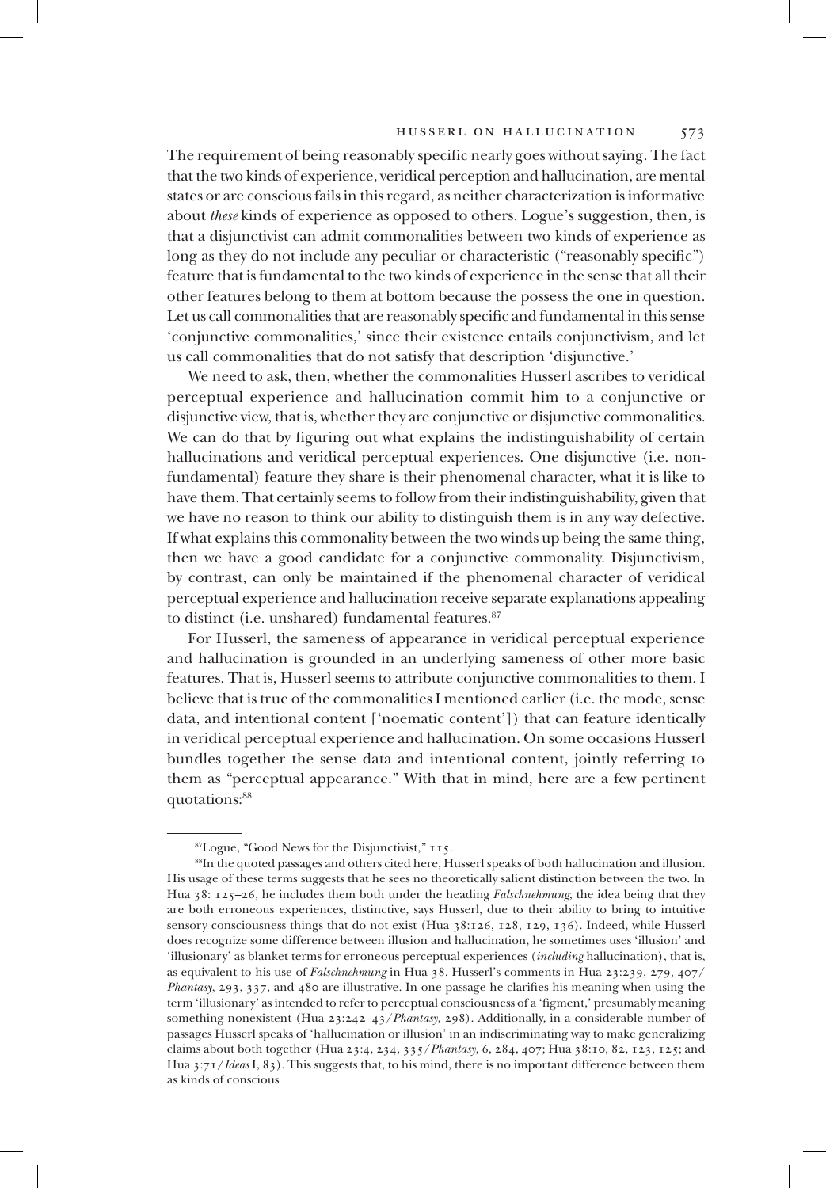The requirement of being reasonably specific nearly goes without saying. The fact that the two kinds of experience, veridical perception and hallucination, are mental states or are conscious fails in this regard, as neither characterization is informative about *these* kinds of experience as opposed to others. Logue's suggestion, then, is that a disjunctivist can admit commonalities between two kinds of experience as long as they do not include any peculiar or characteristic ("reasonably specific") feature that is fundamental to the two kinds of experience in the sense that all their other features belong to them at bottom because the possess the one in question. Let us call commonalities that are reasonably specific and fundamental in this sense 'conjunctive commonalities,' since their existence entails conjunctivism, and let us call commonalities that do not satisfy that description 'disjunctive.'

We need to ask, then, whether the commonalities Husserl ascribes to veridical perceptual experience and hallucination commit him to a conjunctive or disjunctive view, that is, whether they are conjunctive or disjunctive commonalities. We can do that by figuring out what explains the indistinguishability of certain hallucinations and veridical perceptual experiences. One disjunctive (i.e. non-fundamental) feature they share is their phenomenal character, what it is like to have them. That certainly seems to follow from their indistinguishability, given that we have no reason to think our ability to distinguish them is in any way defective. If what explains this commonality between the two winds up being the same thing, then we have a good candidate for a conjunctive commonality. Disjunctivism, by contrast, can only be maintained if the phenomenal character of veridical perceptual experience and hallucination receive separate explanations appealing to distinct (i.e. unshared) fundamental features.[87]

For Husserl, the sameness of appearance in veridical perceptual experience and hallucination is grounded in an underlying sameness of other more basic features. That is, Husserl seems to attribute conjunctive commonalities to them. I believe that is true of the commonalities I mentioned earlier (i.e. the mode, sense data, and intentional content ['noematic content']) that can feature identically in veridical perceptual experience and hallucination. On some occasions Husserl bundles together the sense data and intentional content, jointly referring to them as "perceptual appearance." With that in mind, here are a few pertinent quotations:[88]

---

[87] Logue, "Good News for the Disjunctivist," 115.

[88] In the quoted passages and others cited here, Husserl speaks of both hallucination and illusion. His usage of these terms suggests that he sees no theoretically salient distinction between the two. In Hua 38: 125–26, he includes them both under the heading *Falschnehmung*, the idea being that they are both erroneous experiences, distinctive, says Husserl, due to their ability to bring to intuitive sensory consciousness things that do not exist (Hua 38:126, 128, 129, 136). Indeed, while Husserl does recognize some difference between illusion and hallucination, he sometimes uses 'illusion' and 'illusionary' as blanket terms for erroneous perceptual experiences (*including* hallucination), that is, as equivalent to his use of *Falschnehmung* in Hua 38. Husserl's comments in Hua 23:239, 279, 407/ *Phantasy*, 293, 337, and 480 are illustrative. In one passage he clarifies his meaning when using the term 'illusionary' as intended to refer to perceptual consciousness of a 'figment,' presumably meaning something nonexistent (Hua 23:242–43/*Phantasy*, 298). Additionally, in a considerable number of passages Husserl speaks of 'hallucination or illusion' in an indiscriminating way to make generalizing claims about both together (Hua 23:4, 234, 335/*Phantasy*, 6, 284, 407; Hua 38:10, 82, 123, 125; and Hua 3:71/*Ideas* I, 83). This suggests that, to his mind, there is no important difference between them as kinds of conscious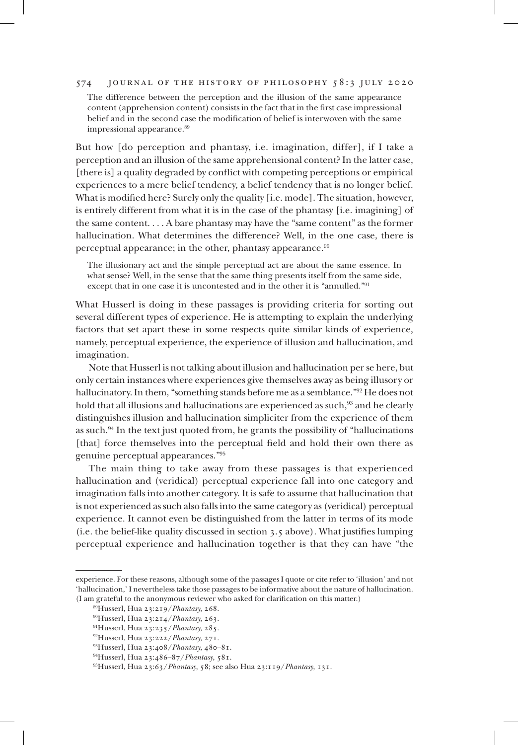> The difference between the perception and the illusion of the same appearance content (apprehension content) consists in the fact that in the first case impressional belief and in the second case the modification of belief is interwoven with the same impressional appearance.[89]

But how [do perception and phantasy, i.e. imagination, differ], if I take a perception and an illusion of the same apprehensional content? In the latter case, [there is] a quality degraded by conflict with competing perceptions or empirical experiences to a mere belief tendency, a belief tendency that is no longer belief. What is modified here? Surely only the quality [i.e. mode]. The situation, however, is entirely different from what it is in the case of the phantasy [i.e. imagining] of the same content. . . . A bare phantasy may have the "same content" as the former hallucination. What determines the difference? Well, in the one case, there is perceptual appearance; in the other, phantasy appearance.[90]

> The illusionary act and the simple perceptual act are about the same essence. In what sense? Well, in the sense that the same thing presents itself from the same side, except that in one case it is uncontested and in the other it is "annulled."[91]

What Husserl is doing in these passages is providing criteria for sorting out several different types of experience. He is attempting to explain the underlying factors that set apart these in some respects quite similar kinds of experience, namely, perceptual experience, the experience of illusion and hallucination, and imagination.

Note that Husserl is not talking about illusion and hallucination per se here, but only certain instances where experiences give themselves away as being illusory or hallucinatory. In them, "something stands before me as a semblance."[92] He does not hold that all illusions and hallucinations are experienced as such,[93] and he clearly distinguishes illusion and hallucination simpliciter from the experience of them as such.[94] In the text just quoted from, he grants the possibility of "hallucinations [that] force themselves into the perceptual field and hold their own there as genuine perceptual appearances."[95]

The main thing to take away from these passages is that experienced hallucination and (veridical) perceptual experience fall into one category and imagination falls into another category. It is safe to assume that hallucination that is not experienced as such also falls into the same category as (veridical) perceptual experience. It cannot even be distinguished from the latter in terms of its mode (i.e. the belief-like quality discussed in section 3.5 above). What justifies lumping perceptual experience and hallucination together is that they can have "the

---

experience. For these reasons, although some of the passages I quote or cite refer to 'illusion' and not 'hallucination,' I nevertheless take those passages to be informative about the nature of hallucination. (I am grateful to the anonymous reviewer who asked for clarification on this matter.)

[89]Husserl, Hua 23:219/*Phantasy*, 268.

[90]Husserl, Hua 23:214/*Phantasy*, 263.

[91]Husserl, Hua 23:235/*Phantasy*, 285.

[92]Husserl, Hua 23:222/*Phantasy*, 271.

[93]Husserl, Hua 23:408/*Phantasy*, 480–81.

[94]Husserl, Hua 23:486–87/*Phantasy*, 581.

[95]Husserl, Hua 23:63/*Phantasy*, 58; see also Hua 23:119/*Phantasy*, 131.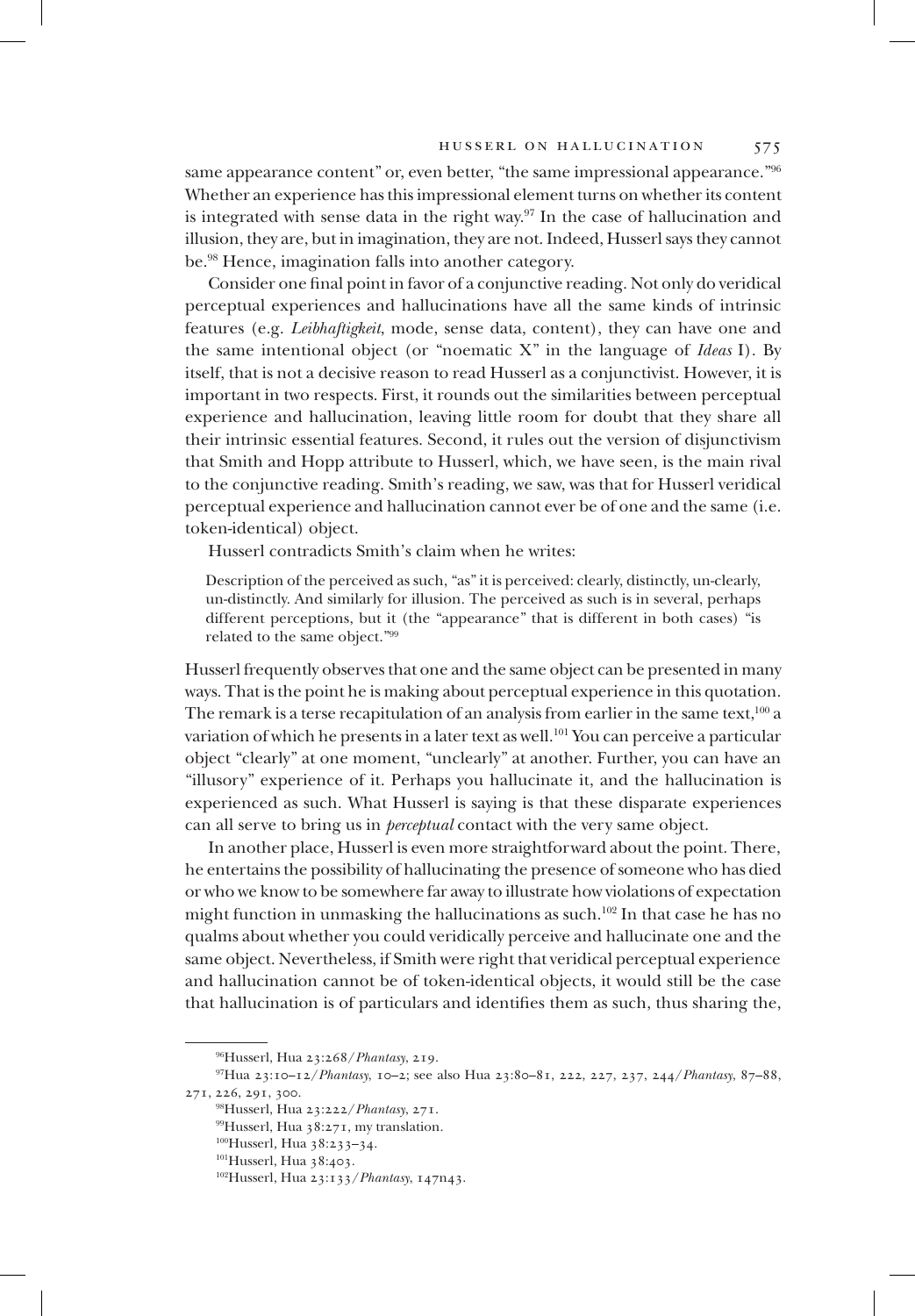same appearance content" or, even better, "the same impressional appearance."[96] Whether an experience has this impressional element turns on whether its content is integrated with sense data in the right way.[97] In the case of hallucination and illusion, they are, but in imagination, they are not. Indeed, Husserl says they cannot be.[98] Hence, imagination falls into another category.

Consider one final point in favor of a conjunctive reading. Not only do veridical perceptual experiences and hallucinations have all the same kinds of intrinsic features (e.g. *Leibhaftigkeit*, mode, sense data, content), they can have one and the same intentional object (or "noematic X" in the language of *Ideas* I). By itself, that is not a decisive reason to read Husserl as a conjunctivist. However, it is important in two respects. First, it rounds out the similarities between perceptual experience and hallucination, leaving little room for doubt that they share all their intrinsic essential features. Second, it rules out the version of disjunctivism that Smith and Hopp attribute to Husserl, which, we have seen, is the main rival to the conjunctive reading. Smith's reading, we saw, was that for Husserl veridical perceptual experience and hallucination cannot ever be of one and the same (i.e. token-identical) object.

Husserl contradicts Smith's claim when he writes:

> Description of the perceived as such, "as" it is perceived: clearly, distinctly, un-clearly, un-distinctly. And similarly for illusion. The perceived as such is in several, perhaps different perceptions, but it (the "appearance" that is different in both cases) "is related to the same object."[99]

Husserl frequently observes that one and the same object can be presented in many ways. That is the point he is making about perceptual experience in this quotation. The remark is a terse recapitulation of an analysis from earlier in the same text,[100] a variation of which he presents in a later text as well.[101] You can perceive a particular object "clearly" at one moment, "unclearly" at another. Further, you can have an "illusory" experience of it. Perhaps you hallucinate it, and the hallucination is experienced as such. What Husserl is saying is that these disparate experiences can all serve to bring us in *perceptual* contact with the very same object.

In another place, Husserl is even more straightforward about the point. There, he entertains the possibility of hallucinating the presence of someone who has died or who we know to be somewhere far away to illustrate how violations of expectation might function in unmasking the hallucinations as such.[102] In that case he has no qualms about whether you could veridically perceive and hallucinate one and the same object. Nevertheless, if Smith were right that veridical perceptual experience and hallucination cannot be of token-identical objects, it would still be the case that hallucination is of particulars and identifies them as such, thus sharing the,

---

[96] Husserl, Hua 23:268/*Phantasy*, 219.

[97] Hua 23:10–12/*Phantasy*, 10–2; see also Hua 23:80–81, 222, 227, 237, 244/*Phantasy*, 87–88, 271, 226, 291, 300.

[98] Husserl, Hua 23:222/*Phantasy*, 271.

[99] Husserl, Hua 38:271, my translation.

[100] Husserl, Hua 38:233–34.

[101] Husserl, Hua 38:403.

[102] Husserl, Hua 23:133/*Phantasy*, 147n43.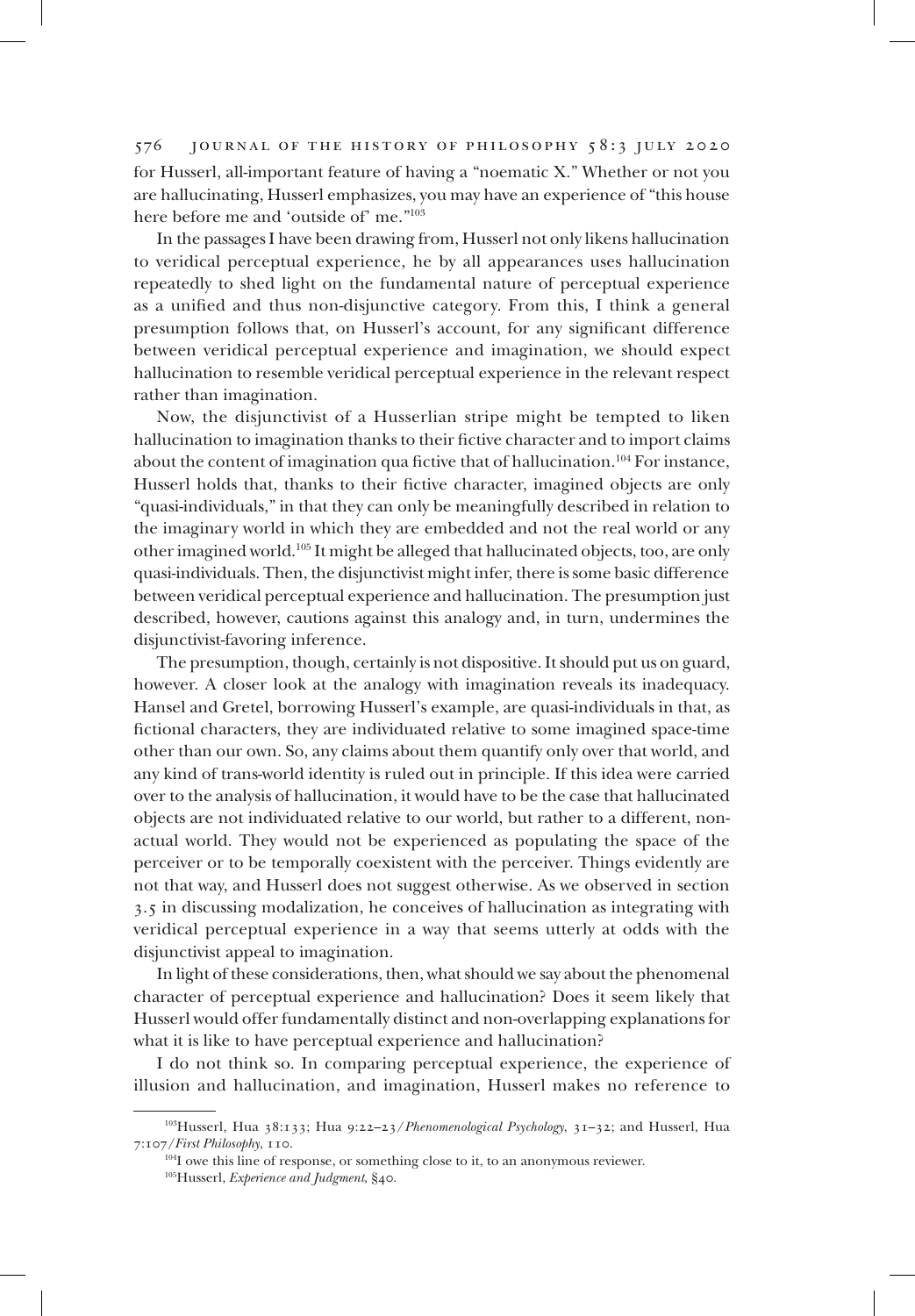for Husserl, all-important feature of having a "noematic X." Whether or not you are hallucinating, Husserl emphasizes, you may have an experience of "this house here before me and 'outside of' me."[103]

In the passages I have been drawing from, Husserl not only likens hallucination to veridical perceptual experience, he by all appearances uses hallucination repeatedly to shed light on the fundamental nature of perceptual experience as a unified and thus non-disjunctive category. From this, I think a general presumption follows that, on Husserl's account, for any significant difference between veridical perceptual experience and imagination, we should expect hallucination to resemble veridical perceptual experience in the relevant respect rather than imagination.

Now, the disjunctivist of a Husserlian stripe might be tempted to liken hallucination to imagination thanks to their fictive character and to import claims about the content of imagination qua fictive that of hallucination.[104] For instance, Husserl holds that, thanks to their fictive character, imagined objects are only "quasi-individuals," in that they can only be meaningfully described in relation to the imaginary world in which they are embedded and not the real world or any other imagined world.[105] It might be alleged that hallucinated objects, too, are only quasi-individuals. Then, the disjunctivist might infer, there is some basic difference between veridical perceptual experience and hallucination. The presumption just described, however, cautions against this analogy and, in turn, undermines the disjunctivist-favoring inference.

The presumption, though, certainly is not dispositive. It should put us on guard, however. A closer look at the analogy with imagination reveals its inadequacy. Hansel and Gretel, borrowing Husserl's example, are quasi-individuals in that, as fictional characters, they are individuated relative to some imagined space-time other than our own. So, any claims about them quantify only over that world, and any kind of trans-world identity is ruled out in principle. If this idea were carried over to the analysis of hallucination, it would have to be the case that hallucinated objects are not individuated relative to our world, but rather to a different, non-actual world. They would not be experienced as populating the space of the perceiver or to be temporally coexistent with the perceiver. Things evidently are not that way, and Husserl does not suggest otherwise. As we observed in section 3.5 in discussing modalization, he conceives of hallucination as integrating with veridical perceptual experience in a way that seems utterly at odds with the disjunctivist appeal to imagination.

In light of these considerations, then, what should we say about the phenomenal character of perceptual experience and hallucination? Does it seem likely that Husserl would offer fundamentally distinct and non-overlapping explanations for what it is like to have perceptual experience and hallucination?

I do not think so. In comparing perceptual experience, the experience of illusion and hallucination, and imagination, Husserl makes no reference to

---

[103] Husserl, Hua 38:133; Hua 9:22–23/*Phenomenological Psychology*, 31–32; and Husserl, Hua 7:107/*First Philosophy*, 110.

[104] I owe this line of response, or something close to it, to an anonymous reviewer.

[105] Husserl, *Experience and Judgment*, §40.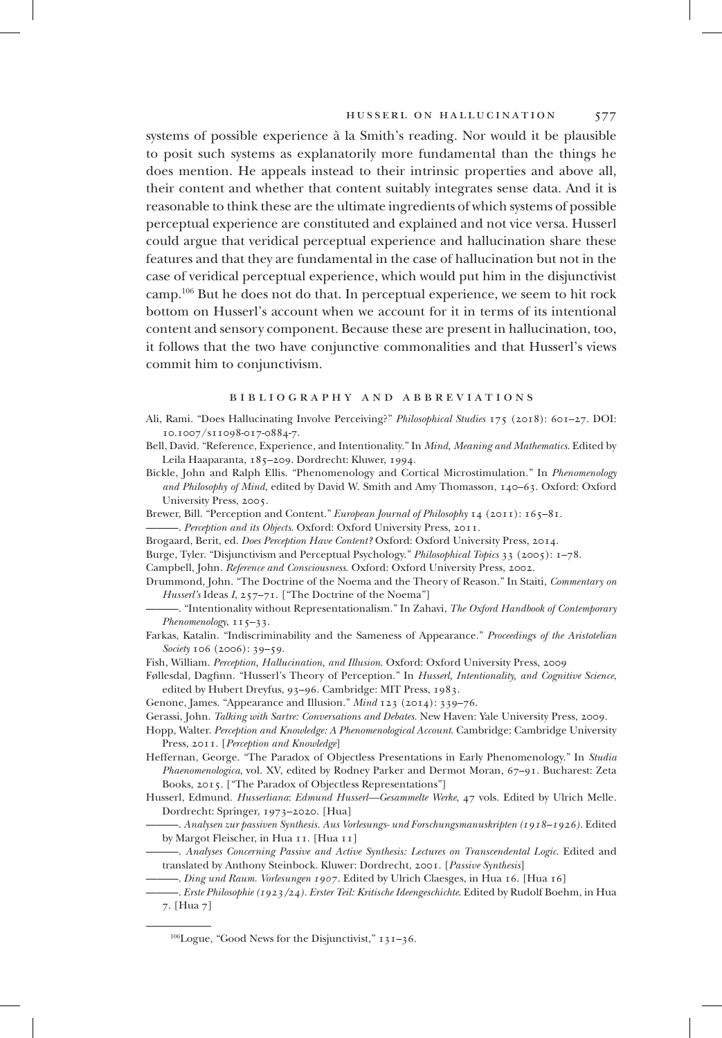systems of possible experience à la Smith's reading. Nor would it be plausible to posit such systems as explanatorily more fundamental than the things he does mention. He appeals instead to their intrinsic properties and above all, their content and whether that content suitably integrates sense data. And it is reasonable to think these are the ultimate ingredients of which systems of possible perceptual experience are constituted and explained and not vice versa. Husserl could argue that veridical perceptual experience and hallucination share these features and that they are fundamental in the case of hallucination but not in the case of veridical perceptual experience, which would put him in the disjunctivist camp.[106] But he does not do that. In perceptual experience, we seem to hit rock bottom on Husserl's account when we account for it in terms of its intentional content and sensory component. Because these are present in hallucination, too, it follows that the two have conjunctive commonalities and that Husserl's views commit him to conjunctivism.

## BIBLIOGRAPHY AND ABBREVIATIONS

Ali, Rami. "Does Hallucinating Involve Perceiving?" *Philosophical Studies* 175 (2018): 601–27. DOI: 10.1007/s11098-017-0884-7.

Bell, David. "Reference, Experience, and Intentionality." In *Mind, Meaning and Mathematics*. Edited by Leila Haaparanta, 185–209. Dordrecht: Kluwer, 1994.

Bickle, John and Ralph Ellis. "Phenomenology and Cortical Microstimulation." In *Phenomenology and Philosophy of Mind*, edited by David W. Smith and Amy Thomasson, 140–63. Oxford: Oxford University Press, 2005.

Brewer, Bill. "Perception and Content." *European Journal of Philosophy* 14 (2011): 165–81.

———. *Perception and its Objects*. Oxford: Oxford University Press, 2011.

Brogaard, Berit, ed. *Does Perception Have Content?* Oxford: Oxford University Press, 2014.

Burge, Tyler. "Disjunctivism and Perceptual Psychology." *Philosophical Topics* 33 (2005): 1–78.

Campbell, John. *Reference and Consciousness*. Oxford: Oxford University Press, 2002.

Drummond, John. "The Doctrine of the Noema and the Theory of Reason." In Staiti, *Commentary on Husserl's* Ideas *I*, 257–71. ["The Doctrine of the Noema"]

———. "Intentionality without Representationalism." In Zahavi, *The Oxford Handbook of Contemporary Phenomenology*, 115–33.

Farkas, Katalin. "Indiscriminability and the Sameness of Appearance." *Proceedings of the Aristotelian Society* 106 (2006): 39–59.

Fish, William. *Perception, Hallucination, and Illusion*. Oxford: Oxford University Press, 2009

Føllesdal, Dagfinn. "Husserl's Theory of Perception." In *Husserl, Intentionality, and Cognitive Science*, edited by Hubert Dreyfus, 93–96. Cambridge: MIT Press, 1983.

Genone, James. "Appearance and Illusion." *Mind* 123 (2014): 339–76.

Gerassi, John. *Talking with Sartre: Conversations and Debates*. New Haven: Yale University Press, 2009.

Hopp, Walter. *Perception and Knowledge: A Phenomenological Account*. Cambridge: Cambridge University Press, 2011. [*Perception and Knowledge*]

Heffernan, George. "The Paradox of Objectless Presentations in Early Phenomenology." In *Studia Phaenomenologica*, vol. XV, edited by Rodney Parker and Dermot Moran, 67–91. Bucharest: Zeta Books, 2015. ["The Paradox of Objectless Representations"]

Husserl, Edmund. *Husserliana*: *Edmund Husserl—Gesammelte Werke*, 47 vols. Edited by Ulrich Melle. Dordrecht: Springer, 1973–2020. [Hua]

———. *Analysen zur passiven Synthesis. Aus Vorlesungs- und Forschungsmanuskripten (1918–1926)*. Edited by Margot Fleischer, in Hua 11. [Hua 11]

———. *Analyses Concerning Passive and Active Synthesis: Lectures on Transcendental Logic*. Edited and translated by Anthony Steinbock. Kluwer: Dordrecht, 2001. [*Passive Synthesis*]

———. *Ding und Raum. Vorlesungen 1907*. Edited by Ulrich Claesges, in Hua 16. [Hua 16]

———. *Erste Philosophie (1923/24). Erster Teil: Kritische Ideengeschichte*. Edited by Rudolf Boehm, in Hua 7. [Hua 7]

[106] Logue, "Good News for the Disjunctivist," 131–36.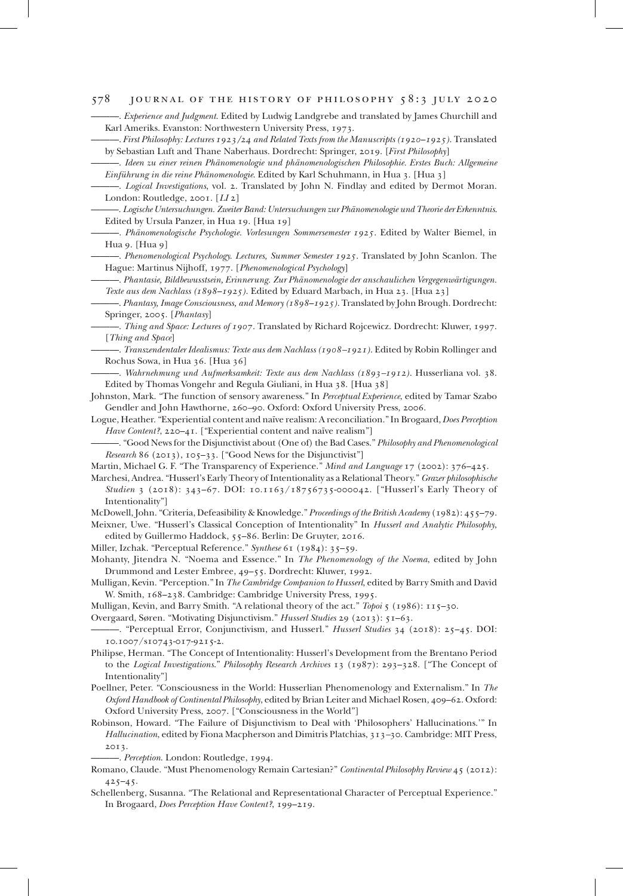———. *Experience and Judgment*. Edited by Ludwig Landgrebe and translated by James Churchill and Karl Ameriks. Evanston: Northwestern University Press, 1973.

———. *First Philosophy: Lectures 1923/24 and Related Texts from the Manuscripts (1920–1925)*. Translated by Sebastian Luft and Thane Naberhaus. Dordrecht: Springer, 2019. [*First Philosophy*]

———. *Ideen zu einer reinen Phänomenologie und phänomenologischen Philosophie. Erstes Buch: Allgemeine Einführung in die reine Phänomenologie*. Edited by Karl Schuhmann, in Hua 3. [Hua 3]

———. *Logical Investigations*, vol. 2. Translated by John N. Findlay and edited by Dermot Moran. London: Routledge, 2001. [*LI* 2]

———. *Logische Untersuchungen. Zweiter Band: Untersuchungen zur Phänomenologie und Theorie der Erkenntnis*. Edited by Ursula Panzer, in Hua 19. [Hua 19]

———. *Phänomenologische Psychologie. Vorlesungen Sommersemester 1925*. Edited by Walter Biemel, in Hua 9. [Hua 9]

———. *Phenomenological Psychology. Lectures, Summer Semester 1925*. Translated by John Scanlon. The Hague: Martinus Nijhoff, 1977. [*Phenomenological Psychology*]

———. *Phantasie, Bildbewusstsein, Erinnerung. Zur Phänomenologie der anschaulichen Vergegenwärtigungen. Texte aus dem Nachlass (1898–1925)*. Edited by Eduard Marbach, in Hua 23. [Hua 23]

———. *Phantasy, Image Consciousness, and Memory (1898–1925)*. Translated by John Brough. Dordrecht: Springer, 2005. [*Phantasy*]

———. *Thing and Space: Lectures of 1907*. Translated by Richard Rojcewicz. Dordrecht: Kluwer, 1997. [*Thing and Space*]

———. *Transzendentaler Idealismus: Texte aus dem Nachlass (1908–1921)*. Edited by Robin Rollinger and Rochus Sowa, in Hua 36. [Hua 36]

———. *Wahrnehmung und Aufmerksamkeit: Texte aus dem Nachlass (1893–1912)*. Husserliana vol. 38. Edited by Thomas Vongehr and Regula Giuliani, in Hua 38. [Hua 38]

Johnston, Mark. "The function of sensory awareness." In *Perceptual Experience*, edited by Tamar Szabo Gendler and John Hawthorne, 260–90. Oxford: Oxford University Press, 2006.

Logue, Heather. "Experiential content and naïve realism: A reconciliation." In Brogaard, *Does Perception Have Content?*, 220–41. ["Experiential content and naïve realism"]

———. "Good News for the Disjunctivist about (One of) the Bad Cases." *Philosophy and Phenomenological Research* 86 (2013), 105–33. ["Good News for the Disjunctivist"]

Martin, Michael G. F. "The Transparency of Experience." *Mind and Language* 17 (2002): 376–425.

Marchesi, Andrea. "Husserl's Early Theory of Intentionality as a Relational Theory." *Grazer philosophische Studien* 3 (2018): 343–67. DOI: 10.1163/18756735-000042. ["Husserl's Early Theory of Intentionality"]

McDowell, John. "Criteria, Defeasibility & Knowledge." *Proceedings of the British Academy* (1982): 455–79.

Meixner, Uwe. "Husserl's Classical Conception of Intentionality" In *Husserl and Analytic Philosophy*, edited by Guillermo Haddock, 55–86. Berlin: De Gruyter, 2016.

Miller, Izchak. "Perceptual Reference." *Synthese* 61 (1984): 35–59.

Mohanty, Jitendra N. "Noema and Essence." In *The Phenomenology of the Noema*, edited by John Drummond and Lester Embree, 49–55. Dordrecht: Kluwer, 1992.

Mulligan, Kevin. "Perception." In *The Cambridge Companion to Husserl*, edited by Barry Smith and David W. Smith, 168–238. Cambridge: Cambridge University Press, 1995.

Mulligan, Kevin, and Barry Smith. "A relational theory of the act." *Topoi* 5 (1986): 115–30.

Overgaard, Søren. "Motivating Disjunctivism." *Husserl Studies* 29 (2013): 51–63.

———. "Perceptual Error, Conjunctivism, and Husserl." *Husserl Studies* 34 (2018): 25–45. DOI: 10.1007/s10743-017-9215-2.

Philipse, Herman. "The Concept of Intentionality: Husserl's Development from the Brentano Period to the *Logical Investigations*." *Philosophy Research Archives* 13 (1987): 293–328. ["The Concept of Intentionality"]

Poellner, Peter. "Consciousness in the World: Husserlian Phenomenology and Externalism." In *The Oxford Handbook of Continental Philosophy*, edited by Brian Leiter and Michael Rosen, 409–62. Oxford: Oxford University Press, 2007. ["Consciousness in the World"]

Robinson, Howard. "The Failure of Disjunctivism to Deal with 'Philosophers' Hallucinations.'" In *Hallucination*, edited by Fiona Macpherson and Dimitris Platchias, 313–30. Cambridge: MIT Press, 2013.

———. *Perception*. London: Routledge, 1994.

Romano, Claude. "Must Phenomenology Remain Cartesian?" *Continental Philosophy Review* 45 (2012): 425–45.

Schellenberg, Susanna. "The Relational and Representational Character of Perceptual Experience." In Brogaard, *Does Perception Have Content?*, 199–219.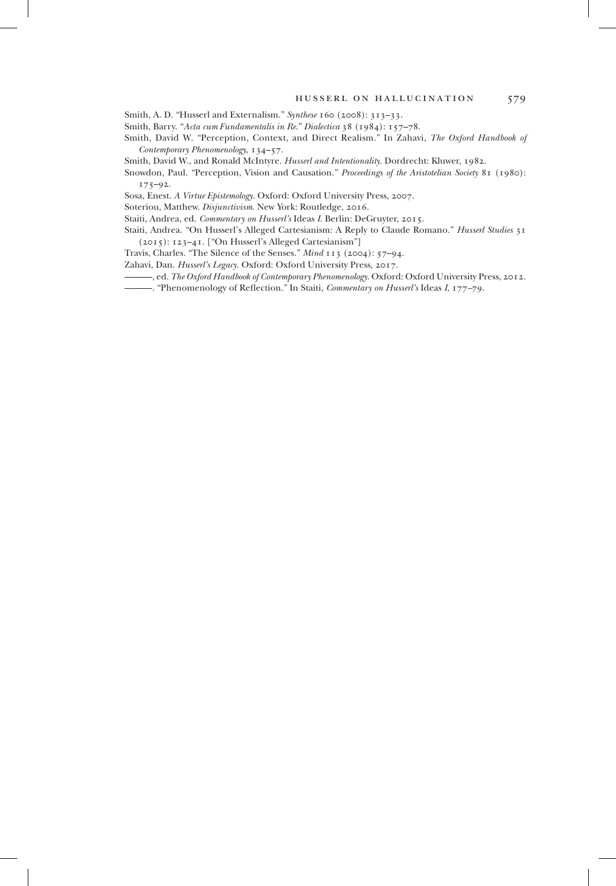Smith, A. D. "Husserl and Externalism." *Synthese* 160 (2008): 313–33.

Smith, Barry. "*Acta cum Fundamentalis in Re*." *Dialectica* 38 (1984): 157–78.

Smith, David W. "Perception, Context, and Direct Realism." In Zahavi, *The Oxford Handbook of Contemporary Phenomenology*, 134–57.

Smith, David W., and Ronald McIntyre. *Husserl and Intentionality*. Dordrecht: Kluwer, 1982.

Snowdon, Paul. "Perception, Vision and Causation." *Proceedings of the Aristotelian Society* 81 (1980): 175–92.

Sosa, Enest. *A Virtue Epistemology*. Oxford: Oxford University Press, 2007.

Soteriou, Matthew. *Disjunctivism*. New York: Routledge, 2016.

Staiti, Andrea, ed. *Commentary on Husserl's* Ideas *I*. Berlin: DeGruyter, 2015.

Staiti, Andrea. "On Husserl's Alleged Cartesianism: A Reply to Claude Romano." *Husserl Studies* 31 (2015): 123–41. ["On Husserl's Alleged Cartesianism"]

Travis, Charles. "The Silence of the Senses." *Mind* 113 (2004): 57–94.

Zahavi, Dan. *Husserl's Legacy*. Oxford: Oxford University Press, 2017.

———, ed. *The Oxford Handbook of Contemporary Phenomenology*. Oxford: Oxford University Press, 2012.

———. "Phenomenology of Reflection." In Staiti, *Commentary on Husserl's* Ideas *I*, 177–79.